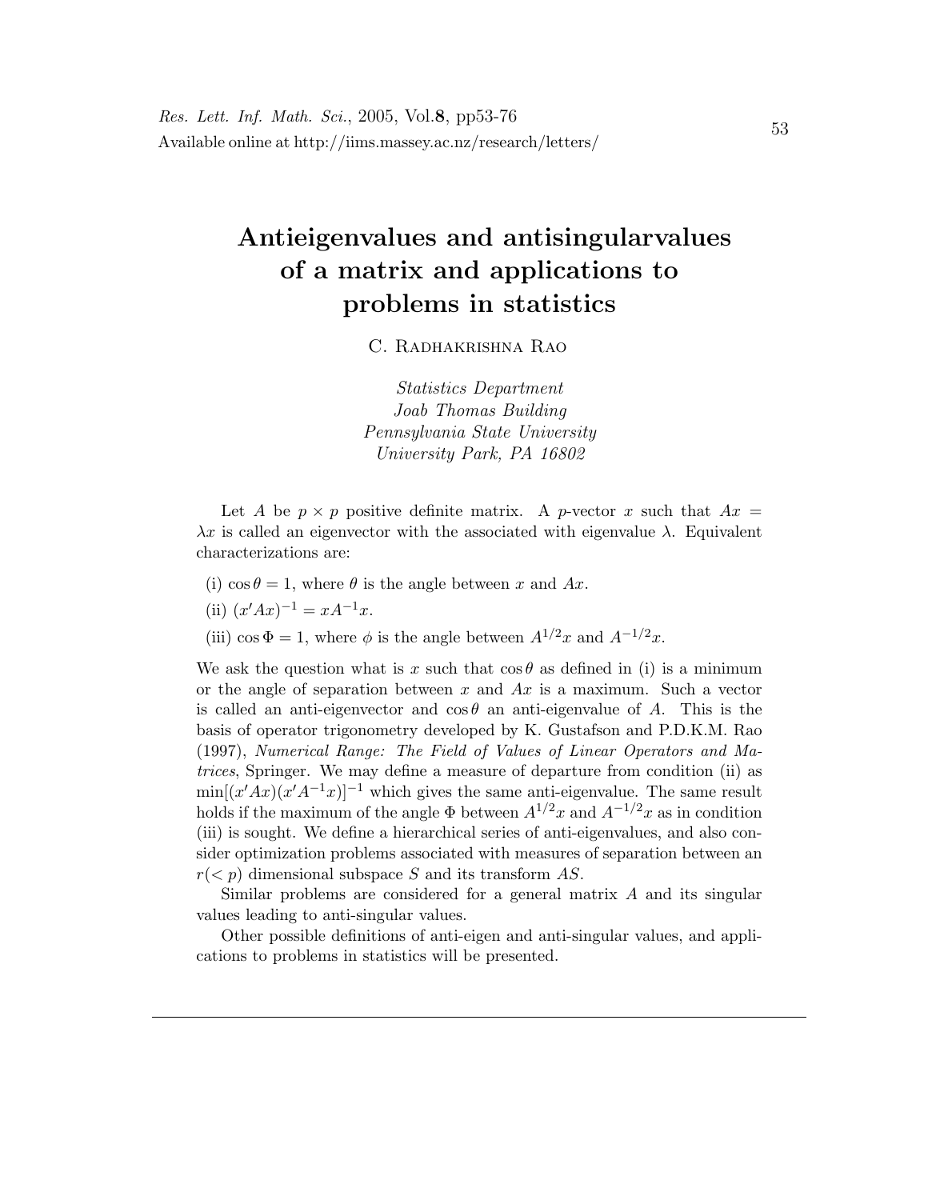# Antieigenvalues and antisingularvalues of a matrix and applications to problems in statistics

C. Radhakrishna Rao

*Statistics Department*
*Joab Thomas Building*
*Pennsylvania State University*
*University Park, PA 16802*

Let $A$ be $p \times p$ positive definite matrix. A $p$-vector $x$ such that $Ax = \lambda x$ is called an eigenvector with the associated with eigenvalue $\lambda$. Equivalent characterizations are:

(i) $\cos\theta = 1$, where $\theta$ is the angle between $x$ and $Ax$.

(ii) $(x'Ax)^{-1} = xA^{-1}x$.

(iii) $\cos\Phi = 1$, where $\phi$ is the angle between $A^{1/2}x$ and $A^{-1/2}x$.

We ask the question what is $x$ such that $\cos\theta$ as defined in (i) is a minimum or the angle of separation between $x$ and $Ax$ is a maximum. Such a vector is called an anti-eigenvector and $\cos\theta$ an anti-eigenvalue of $A$. This is the basis of operator trigonometry developed by K. Gustafson and P.D.K.M. Rao (1997), *Numerical Range: The Field of Values of Linear Operators and Matrices*, Springer. We may define a measure of departure from condition (ii) as $\min[(x'Ax)(x'A^{-1}x)]^{-1}$ which gives the same anti-eigenvalue. The same result holds if the maximum of the angle $\Phi$ between $A^{1/2}x$ and $A^{-1/2}x$ as in condition (iii) is sought. We define a hierarchical series of anti-eigenvalues, and also consider optimization problems associated with measures of separation between an $r(< p)$ dimensional subspace $S$ and its transform $AS$.

Similar problems are considered for a general matrix $A$ and its singular values leading to anti-singular values.

Other possible definitions of anti-eigen and anti-singular values, and applications to problems in statistics will be presented.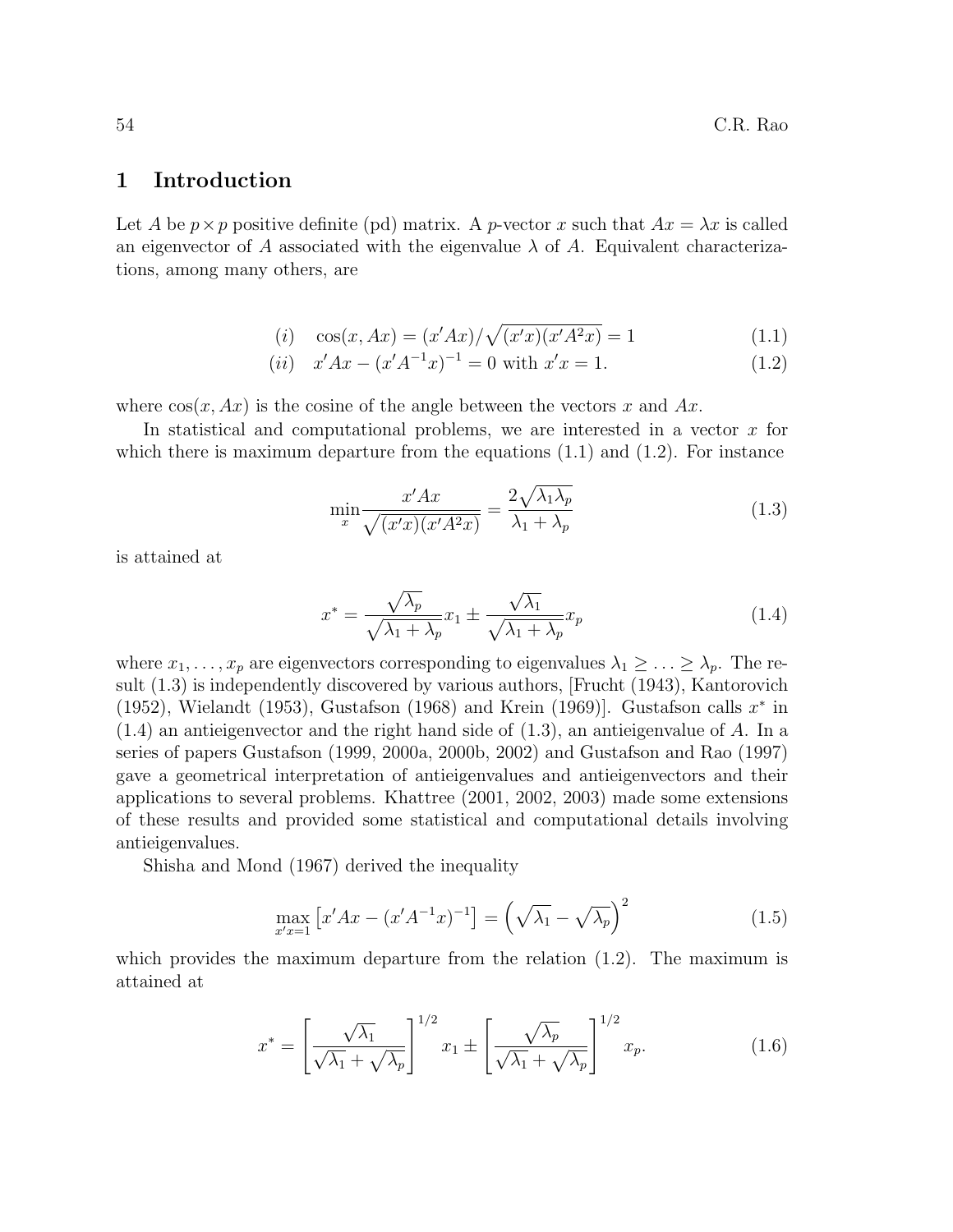## 1 Introduction

Let $A$ be $p \times p$ positive definite (pd) matrix. A $p$-vector $x$ such that $Ax = \lambda x$ is called an eigenvector of $A$ associated with the eigenvalue $\lambda$ of $A$. Equivalent characterizations, among many others, are

$$(i) \quad \cos(x, Ax) = (x'Ax)/\sqrt{(x'x)(x'A^2x)} = 1 \tag{1.1}$$

$$(ii) \quad x'Ax - (x'A^{-1}x)^{-1} = 0 \text{ with } x'x = 1. \tag{1.2}$$

where $\cos(x, Ax)$ is the cosine of the angle between the vectors $x$ and $Ax$.

In statistical and computational problems, we are interested in a vector $x$ for which there is maximum departure from the equations (1.1) and (1.2). For instance

$$\min_x \frac{x'Ax}{\sqrt{(x'x)(x'A^2x)}} = \frac{2\sqrt{\lambda_1 \lambda_p}}{\lambda_1 + \lambda_p} \tag{1.3}$$

is attained at

$$x^* = \frac{\sqrt{\lambda_p}}{\sqrt{\lambda_1 + \lambda_p}} x_1 \pm \frac{\sqrt{\lambda_1}}{\sqrt{\lambda_1 + \lambda_p}} x_p \tag{1.4}$$

where $x_1, \ldots, x_p$ are eigenvectors corresponding to eigenvalues $\lambda_1 \geq \ldots \geq \lambda_p$. The result (1.3) is independently discovered by various authors, [Frucht (1943), Kantorovich (1952), Wielandt (1953), Gustafson (1968) and Krein (1969)]. Gustafson calls $x^*$ in (1.4) an antieigenvector and the right hand side of (1.3), an antieigenvalue of $A$. In a series of papers Gustafson (1999, 2000a, 2000b, 2002) and Gustafson and Rao (1997) gave a geometrical interpretation of antieigenvalues and antieigenvectors and their applications to several problems. Khattree (2001, 2002, 2003) made some extensions of these results and provided some statistical and computational details involving antieigenvalues.

Shisha and Mond (1967) derived the inequality

$$\max_{x'x=1} \left[ x'Ax - (x'A^{-1}x)^{-1} \right] = \left( \sqrt{\lambda_1} - \sqrt{\lambda_p} \right)^2 \tag{1.5}$$

which provides the maximum departure from the relation (1.2). The maximum is attained at

$$x^* = \left[ \frac{\sqrt{\lambda_1}}{\sqrt{\lambda_1} + \sqrt{\lambda_p}} \right]^{1/2} x_1 \pm \left[ \frac{\sqrt{\lambda_p}}{\sqrt{\lambda_1} + \sqrt{\lambda_p}} \right]^{1/2} x_p. \tag{1.6}$$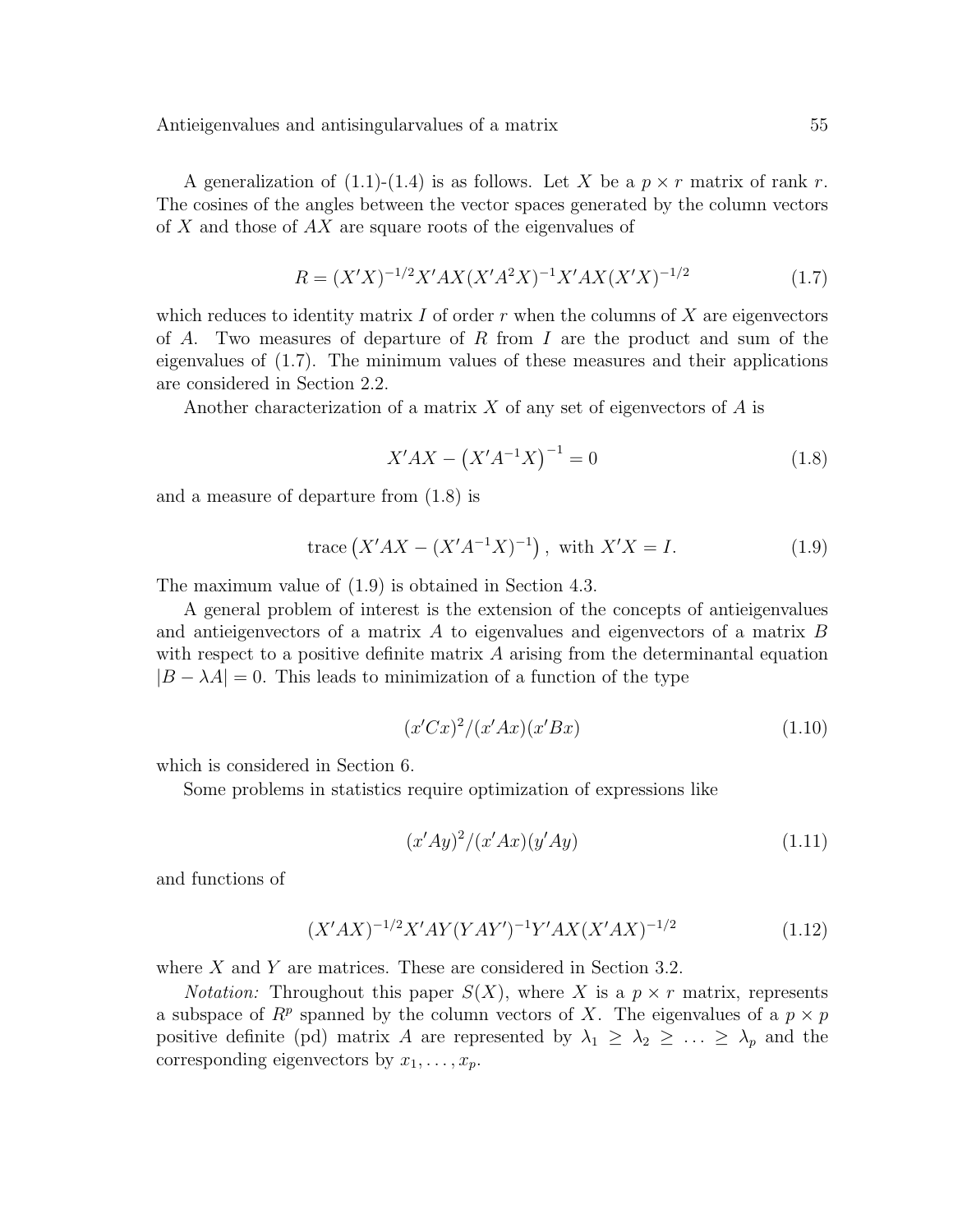A generalization of (1.1)-(1.4) is as follows. Let $X$ be a $p \times r$ matrix of rank $r$. The cosines of the angles between the vector spaces generated by the column vectors of $X$ and those of $AX$ are square roots of the eigenvalues of

$$R = (X'X)^{-1/2} X'AX(X'A^2X)^{-1} X'AX(X'X)^{-1/2} \tag{1.7}$$

which reduces to identity matrix $I$ of order $r$ when the columns of $X$ are eigenvectors of $A$. Two measures of departure of $R$ from $I$ are the product and sum of the eigenvalues of (1.7). The minimum values of these measures and their applications are considered in Section 2.2.

Another characterization of a matrix $X$ of any set of eigenvectors of $A$ is

$$X'AX - \left(X'A^{-1}X\right)^{-1} = 0 \tag{1.8}$$

and a measure of departure from (1.8) is

$$\text{trace}\left(X'AX - (X'A^{-1}X)^{-1}\right), \text{ with } X'X = I. \tag{1.9}$$

The maximum value of (1.9) is obtained in Section 4.3.

A general problem of interest is the extension of the concepts of antieigenvalues and antieigenvectors of a matrix $A$ to eigenvalues and eigenvectors of a matrix $B$ with respect to a positive definite matrix $A$ arising from the determinantal equation $|B - \lambda A| = 0$. This leads to minimization of a function of the type

$$(x'Cx)^2/(x'Ax)(x'Bx) \tag{1.10}$$

which is considered in Section 6.

Some problems in statistics require optimization of expressions like

$$(x'Ay)^2/(x'Ax)(y'Ay) \tag{1.11}$$

and functions of

$$(X'AX)^{-1/2} X'AY(YAY')^{-1} Y'AX(X'AX)^{-1/2} \tag{1.12}$$

where $X$ and $Y$ are matrices. These are considered in Section 3.2.

*Notation:* Throughout this paper $S(X)$, where $X$ is a $p \times r$ matrix, represents a subspace of $R^p$ spanned by the column vectors of $X$. The eigenvalues of a $p \times p$ positive definite (pd) matrix $A$ are represented by $\lambda_1 \geq \lambda_2 \geq \ldots \geq \lambda_p$ and the corresponding eigenvectors by $x_1, \ldots, x_p$.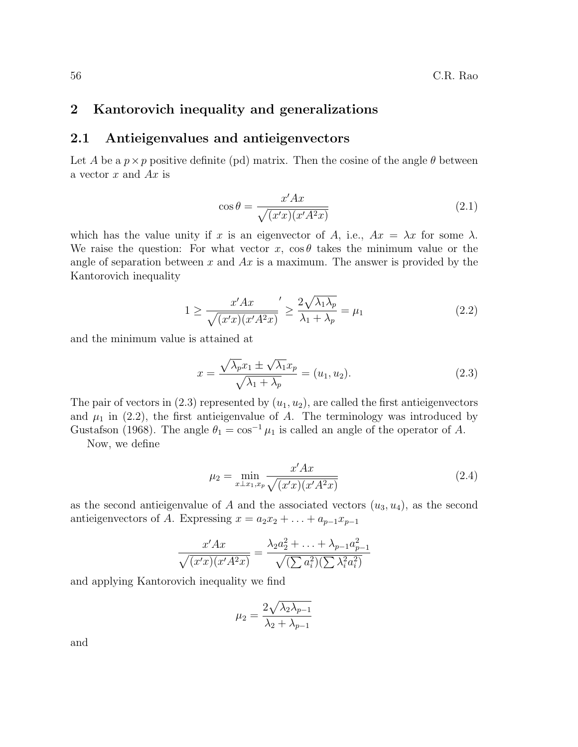## 2 Kantorovich inequality and generalizations

### 2.1 Antieigenvalues and antieigenvectors

Let $A$ be a $p \times p$ positive definite (pd) matrix. Then the cosine of the angle $\theta$ between a vector $x$ and $Ax$ is

$$\cos\theta = \frac{x'Ax}{\sqrt{(x'x)(x'A^2x)}} \tag{2.1}$$

which has the value unity if $x$ is an eigenvector of $A$, i.e., $Ax = \lambda x$ for some $\lambda$. We raise the question: For what vector $x$, $\cos\theta$ takes the minimum value or the angle of separation between $x$ and $Ax$ is a maximum. The answer is provided by the Kantorovich inequality

$$1 \geq \frac{x'Ax}{\sqrt{(x'x)(x'A^2x)}}' \geq \frac{2\sqrt{\lambda_1\lambda_p}}{\lambda_1+\lambda_p} = \mu_1 \tag{2.2}$$

and the minimum value is attained at

$$x = \frac{\sqrt{\lambda_p}x_1 \pm \sqrt{\lambda_1}x_p}{\sqrt{\lambda_1+\lambda_p}} = (u_1, u_2). \tag{2.3}$$

The pair of vectors in (2.3) represented by $(u_1, u_2)$, are called the first antieigenvectors and $\mu_1$ in (2.2), the first antieigenvalue of $A$. The terminology was introduced by Gustafson (1968). The angle $\theta_1 = \cos^{-1}\mu_1$ is called an angle of the operator of $A$.

Now, we define

$$\mu_2 = \min_{x \perp x_1, x_p} \frac{x'Ax}{\sqrt{(x'x)(x'A^2x)}} \tag{2.4}$$

as the second antieigenvalue of $A$ and the associated vectors $(u_3, u_4)$, as the second antieigenvectors of $A$. Expressing $x = a_2x_2 + \ldots + a_{p-1}x_{p-1}$

$$\frac{x'Ax}{\sqrt{(x'x)(x'A^2x)}} = \frac{\lambda_2a_2^2 + \ldots + \lambda_{p-1}a_{p-1}^2}{\sqrt{(\sum a_i^2)(\sum \lambda_i^2 a_i^2)}}$$

and applying Kantorovich inequality we find

$$\mu_2 = \frac{2\sqrt{\lambda_2\lambda_{p-1}}}{\lambda_2+\lambda_{p-1}}$$

and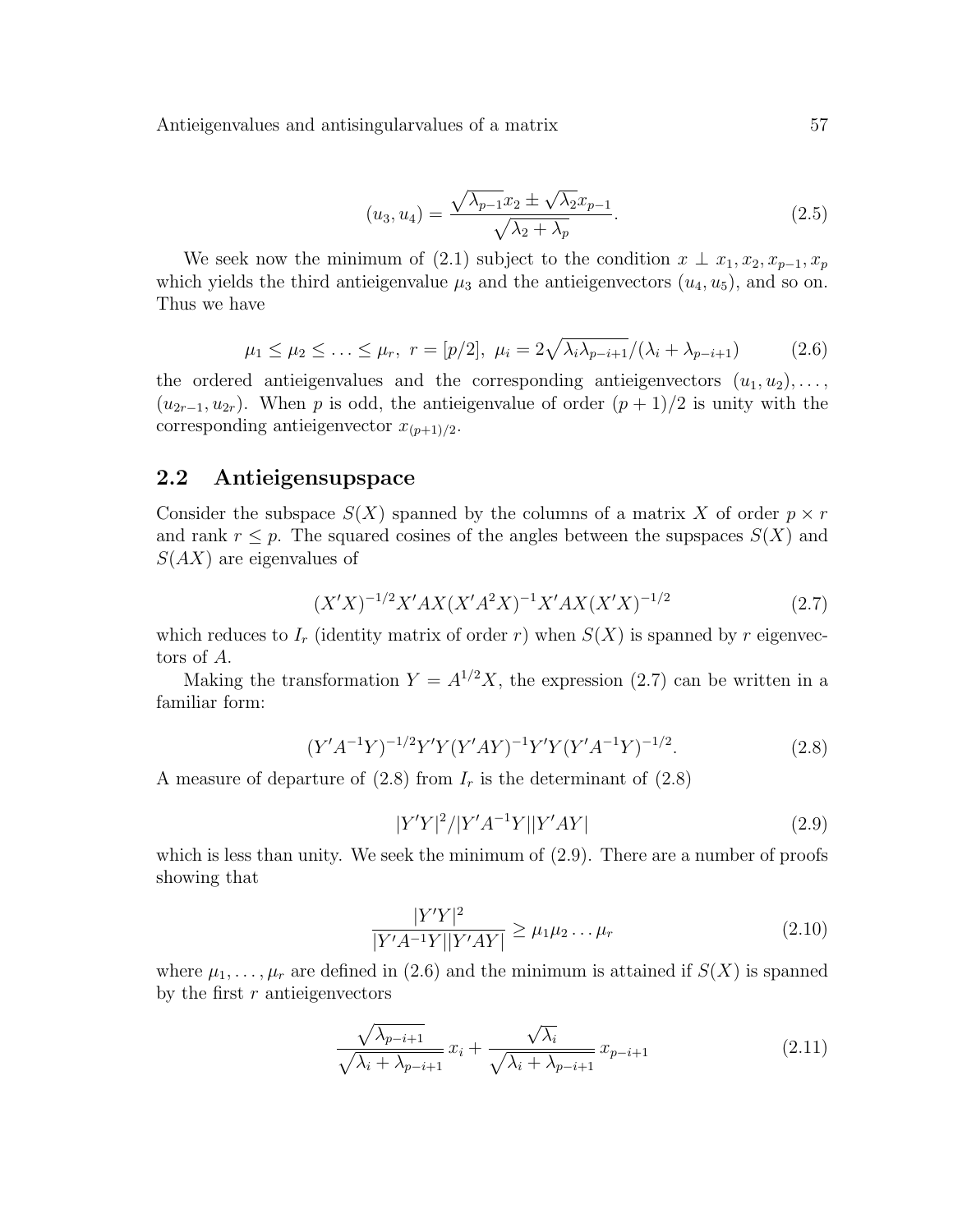$$(u_3, u_4) = \frac{\sqrt{\lambda_{p-1}} x_2 \pm \sqrt{\lambda_2} x_{p-1}}{\sqrt{\lambda_2 + \lambda_p}}. \tag{2.5}$$

We seek now the minimum of (2.1) subject to the condition $x \perp x_1, x_2, x_{p-1}, x_p$ which yields the third antieigenvalue $\mu_3$ and the antieigenvectors $(u_4, u_5)$, and so on. Thus we have

$$\mu_1 \leq \mu_2 \leq \ldots \leq \mu_r, \ r = [p/2], \ \mu_i = 2\sqrt{\lambda_i \lambda_{p-i+1}}/(\lambda_i + \lambda_{p-i+1}) \tag{2.6}$$

the ordered antieigenvalues and the corresponding antieigenvectors $(u_1, u_2), \ldots, (u_{2r-1}, u_{2r})$. When $p$ is odd, the antieigenvalue of order $(p+1)/2$ is unity with the corresponding antieigenvector $x_{(p+1)/2}$.

## 2.2 Antieigensupspace

Consider the subspace $S(X)$ spanned by the columns of a matrix $X$ of order $p \times r$ and rank $r \leq p$. The squared cosines of the angles between the supspaces $S(X)$ and $S(AX)$ are eigenvalues of

$$(X'X)^{-1/2} X'AX(X'A^2X)^{-1} X'AX(X'X)^{-1/2} \tag{2.7}$$

which reduces to $I_r$ (identity matrix of order $r$) when $S(X)$ is spanned by $r$ eigenvectors of $A$.

Making the transformation $Y = A^{1/2}X$, the expression (2.7) can be written in a familiar form:

$$(Y'A^{-1}Y)^{-1/2} Y'Y(Y'AY)^{-1} Y'Y(Y'A^{-1}Y)^{-1/2}. \tag{2.8}$$

A measure of departure of (2.8) from $I_r$ is the determinant of (2.8)

$$|Y'Y|^2 / |Y'A^{-1}Y||Y'AY| \tag{2.9}$$

which is less than unity. We seek the minimum of (2.9). There are a number of proofs showing that

$$\frac{|Y'Y|^2}{|Y'A^{-1}Y||Y'AY|} \geq \mu_1 \mu_2 \ldots \mu_r \tag{2.10}$$

where $\mu_1, \ldots, \mu_r$ are defined in (2.6) and the minimum is attained if $S(X)$ is spanned by the first $r$ antieigenvectors

$$\frac{\sqrt{\lambda_{p-i+1}}}{\sqrt{\lambda_i + \lambda_{p-i+1}}} \, x_i + \frac{\sqrt{\lambda_i}}{\sqrt{\lambda_i + \lambda_{p-i+1}}} \, x_{p-i+1} \tag{2.11}$$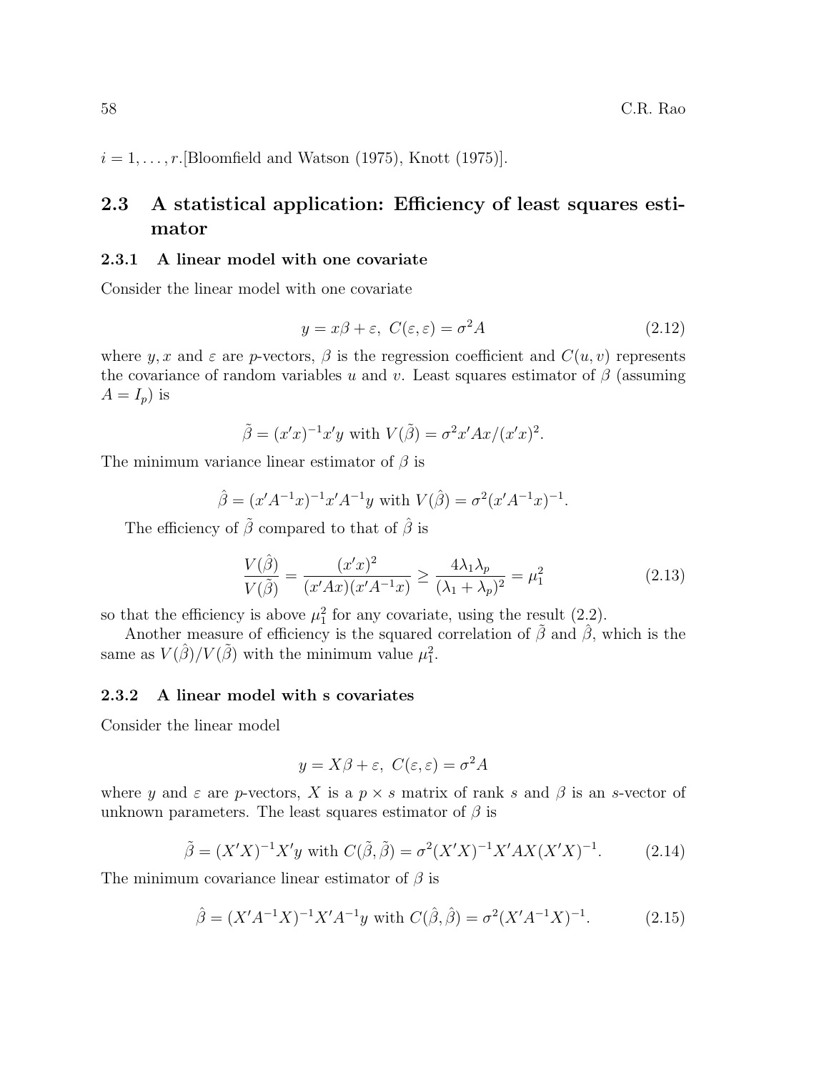$i = 1, \ldots, r$.[Bloomfield and Watson (1975), Knott (1975)].

## 2.3 A statistical application: Efficiency of least squares estimator

### 2.3.1 A linear model with one covariate

Consider the linear model with one covariate

$$y = x\beta + \varepsilon,\ C(\varepsilon, \varepsilon) = \sigma^2 A \tag{2.12}$$

where $y, x$ and $\varepsilon$ are $p$-vectors, $\beta$ is the regression coefficient and $C(u, v)$ represents the covariance of random variables $u$ and $v$. Least squares estimator of $\beta$ (assuming $A = I_p$) is

$$\tilde{\beta} = (x'x)^{-1}x'y \text{ with } V(\tilde{\beta}) = \sigma^2 x'Ax/(x'x)^2.$$

The minimum variance linear estimator of $\beta$ is

$$\hat{\beta} = (x'A^{-1}x)^{-1}x'A^{-1}y \text{ with } V(\hat{\beta}) = \sigma^2(x'A^{-1}x)^{-1}.$$

The efficiency of $\tilde{\beta}$ compared to that of $\hat{\beta}$ is

$$\frac{V(\hat{\beta})}{V(\tilde{\beta})} = \frac{(x'x)^2}{(x'Ax)(x'A^{-1}x)} \geq \frac{4\lambda_1\lambda_p}{(\lambda_1 + \lambda_p)^2} = \mu_1^2 \tag{2.13}$$

so that the efficiency is above $\mu_1^2$ for any covariate, using the result (2.2).

Another measure of efficiency is the squared correlation of $\tilde{\beta}$ and $\hat{\beta}$, which is the same as $V(\hat{\beta})/V(\tilde{\beta})$ with the minimum value $\mu_1^2$.

### 2.3.2 A linear model with s covariates

Consider the linear model

$$y = X\beta + \varepsilon,\ C(\varepsilon, \varepsilon) = \sigma^2 A$$

where $y$ and $\varepsilon$ are $p$-vectors, $X$ is a $p \times s$ matrix of rank $s$ and $\beta$ is an $s$-vector of unknown parameters. The least squares estimator of $\beta$ is

$$\tilde{\beta} = (X'X)^{-1}X'y \text{ with } C(\tilde{\beta}, \tilde{\beta}) = \sigma^2(X'X)^{-1}X'AX(X'X)^{-1}. \tag{2.14}$$

The minimum covariance linear estimator of $\beta$ is

$$\hat{\beta} = (X'A^{-1}X)^{-1}X'A^{-1}y \text{ with } C(\hat{\beta}, \hat{\beta}) = \sigma^2(X'A^{-1}X)^{-1}. \tag{2.15}$$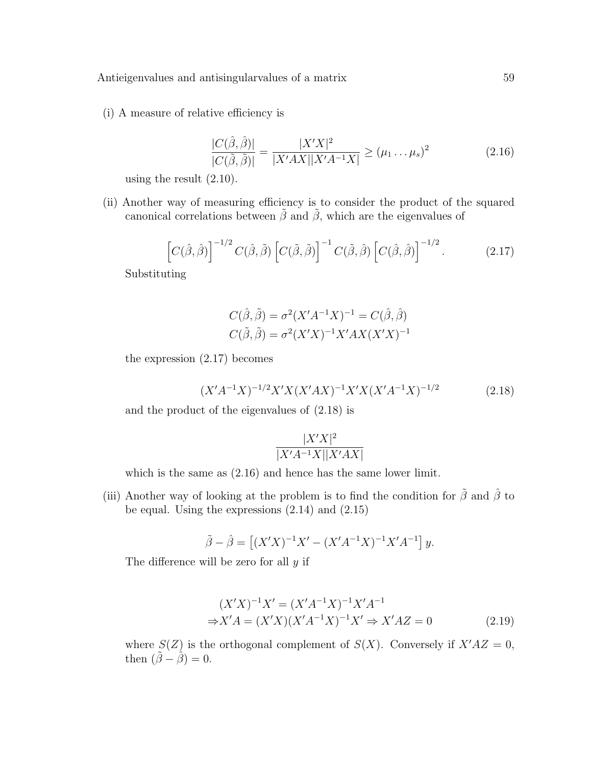(i) A measure of relative efficiency is

$$\frac{|C(\hat{\beta}, \hat{\beta})|}{|C(\tilde{\beta}, \tilde{\beta})|} = \frac{|X'X|^2}{|X'AX||X'A^{-1}X|} \geq (\mu_1 \ldots \mu_s)^2 \tag{2.16}$$

using the result (2.10).

(ii) Another way of measuring efficiency is to consider the product of the squared canonical correlations between $\tilde{\beta}$ and $\tilde{\beta}$, which are the eigenvalues of

$$\left[C(\hat{\beta}, \hat{\beta})\right]^{-1/2} C(\hat{\beta}, \tilde{\beta}) \left[C(\tilde{\beta}, \tilde{\beta})\right]^{-1} C(\tilde{\beta}, \hat{\beta}) \left[C(\hat{\beta}, \hat{\beta})\right]^{-1/2}. \tag{2.17}$$

Substituting

$$C(\hat{\beta}, \tilde{\beta}) = \sigma^2 (X'A^{-1}X)^{-1} = C(\hat{\beta}, \hat{\beta})$$
$$C(\tilde{\beta}, \tilde{\beta}) = \sigma^2 (X'X)^{-1} X'AX (X'X)^{-1}$$

the expression (2.17) becomes

$$(X'A^{-1}X)^{-1/2} X'X (X'AX)^{-1} X'X (X'A^{-1}X)^{-1/2} \tag{2.18}$$

and the product of the eigenvalues of (2.18) is

$$\frac{|X'X|^2}{|X'A^{-1}X||X'AX|}$$

which is the same as (2.16) and hence has the same lower limit.

(iii) Another way of looking at the problem is to find the condition for $\tilde{\beta}$ and $\hat{\beta}$ to be equal. Using the expressions (2.14) and (2.15)

$$\tilde{\beta} - \hat{\beta} = \left[(X'X)^{-1}X' - (X'A^{-1}X)^{-1}X'A^{-1}\right] y.$$

The difference will be zero for all $y$ if

$$(X'X)^{-1}X' = (X'A^{-1}X)^{-1}X'A^{-1}$$
$$\Rightarrow X'A = (X'X)(X'A^{-1}X)^{-1}X' \Rightarrow X'AZ = 0 \tag{2.19}$$

where $S(Z)$ is the orthogonal complement of $S(X)$. Conversely if $X'AZ = 0$, then $(\tilde{\beta} - \hat{\beta}) = 0$.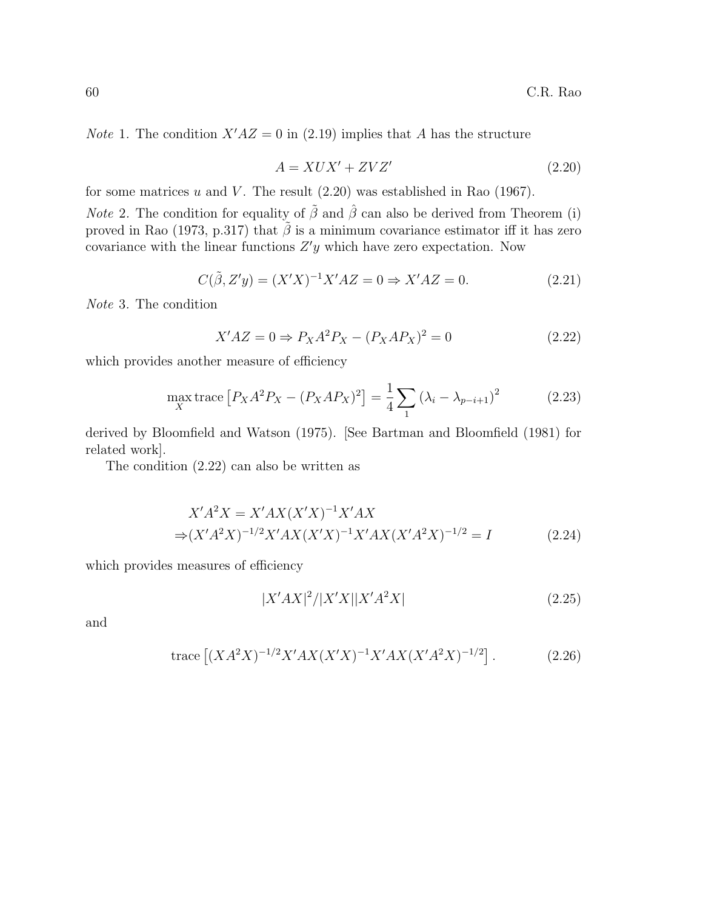*Note* 1. The condition $X'AZ = 0$ in (2.19) implies that $A$ has the structure

$$A = XUX' + ZVZ' \tag{2.20}$$

for some matrices $u$ and $V$. The result (2.20) was established in Rao (1967).

*Note* 2. The condition for equality of $\tilde{\beta}$ and $\hat{\beta}$ can also be derived from Theorem (i) proved in Rao (1973, p.317) that $\tilde{\beta}$ is a minimum covariance estimator iff it has zero covariance with the linear functions $Z'y$ which have zero expectation. Now

$$C(\tilde{\beta}, Z'y) = (X'X)^{-1}X'AZ = 0 \Rightarrow X'AZ = 0. \tag{2.21}$$

*Note* 3. The condition

$$X'AZ = 0 \Rightarrow P_X A^2 P_X - (P_X A P_X)^2 = 0 \tag{2.22}$$

which provides another measure of efficiency

$$\max_X \operatorname{trace}\left[P_X A^2 P_X - (P_X A P_X)^2\right] = \frac{1}{4}\sum_1 (\lambda_i - \lambda_{p-i+1})^2 \tag{2.23}$$

derived by Bloomfield and Watson (1975). [See Bartman and Bloomfield (1981) for related work].

The condition (2.22) can also be written as

$$\begin{aligned} &X'A^2X = X'AX(X'X)^{-1}X'AX \\ \Rightarrow &(X'A^2X)^{-1/2}X'AX(X'X)^{-1}X'AX(X'A^2X)^{-1/2} = I \end{aligned} \tag{2.24}$$

which provides measures of efficiency

$$|X'AX|^2/|X'X||X'A^2X| \tag{2.25}$$

and

$$\operatorname{trace}\left[(XA^2X)^{-1/2}X'AX(X'X)^{-1}X'AX(X'A^2X)^{-1/2}\right]. \tag{2.26}$$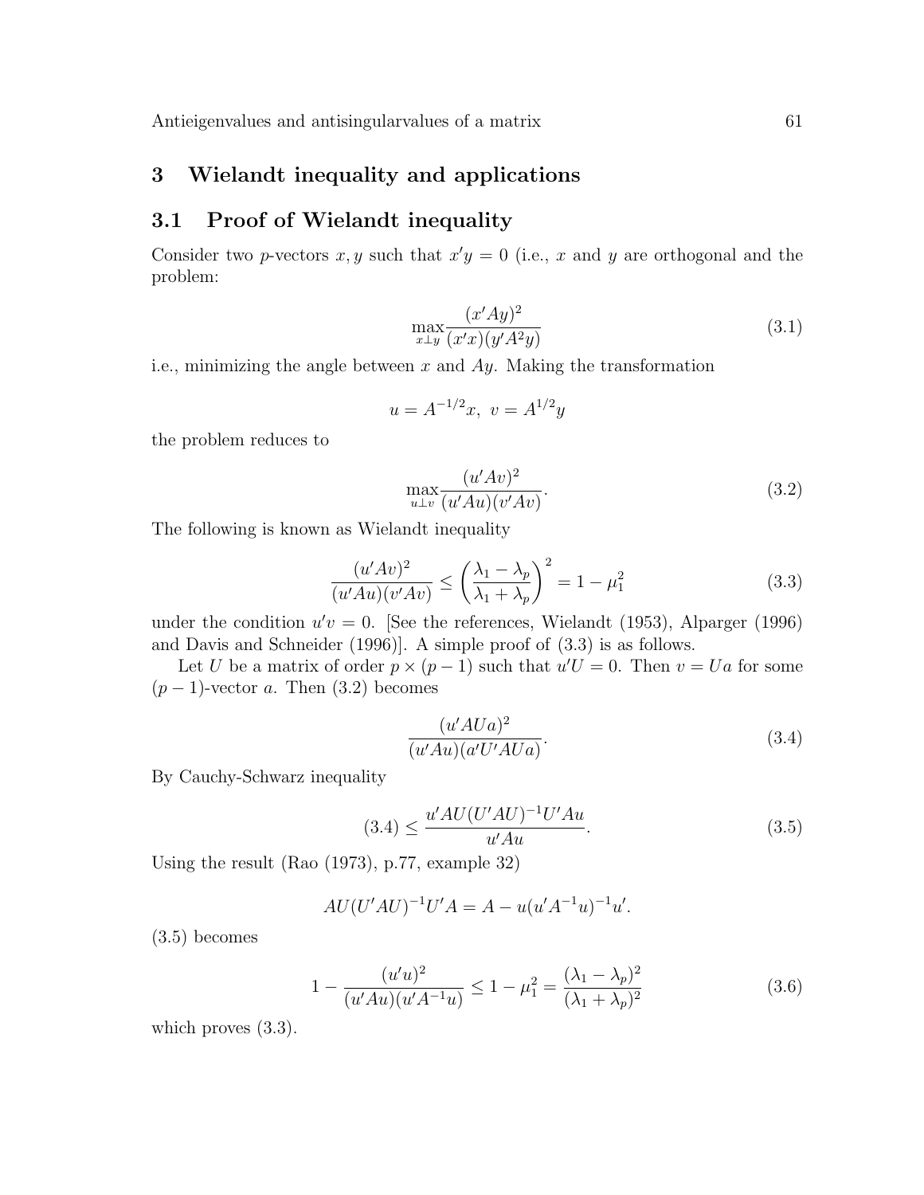## 3 Wielandt inequality and applications

### 3.1 Proof of Wielandt inequality

Consider two $p$-vectors $x, y$ such that $x'y = 0$ (i.e., $x$ and $y$ are orthogonal and the problem:

$$\max_{x \perp y} \frac{(x'Ay)^2}{(x'x)(y'A^2y)} \tag{3.1}$$

i.e., minimizing the angle between $x$ and $Ay$. Making the transformation

$$u = A^{-1/2}x, \ v = A^{1/2}y$$

the problem reduces to

$$\max_{u \perp v} \frac{(u'Av)^2}{(u'Au)(v'Av)}. \tag{3.2}$$

The following is known as Wielandt inequality

$$\frac{(u'Av)^2}{(u'Au)(v'Av)} \leq \left( \frac{\lambda_1 - \lambda_p}{\lambda_1 + \lambda_p} \right)^2 = 1 - \mu_1^2 \tag{3.3}$$

under the condition $u'v = 0$. [See the references, Wielandt (1953), Alparger (1996) and Davis and Schneider (1996)]. A simple proof of (3.3) is as follows.

Let $U$ be a matrix of order $p \times (p-1)$ such that $u'U = 0$. Then $v = Ua$ for some $(p-1)$-vector $a$. Then (3.2) becomes

$$\frac{(u'AUa)^2}{(u'Au)(a'U'AUa)}. \tag{3.4}$$

By Cauchy-Schwarz inequality

$$(3.4) \leq \frac{u'AU(U'AU)^{-1}U'Au}{u'Au}. \tag{3.5}$$

Using the result (Rao (1973), p.77, example 32)

$$AU(U'AU)^{-1}U'A = A - u(u'A^{-1}u)^{-1}u'.$$

(3.5) becomes

$$1 - \frac{(u'u)^2}{(u'Au)(u'A^{-1}u)} \leq 1 - \mu_1^2 = \frac{(\lambda_1 - \lambda_p)^2}{(\lambda_1 + \lambda_p)^2} \tag{3.6}$$

which proves (3.3).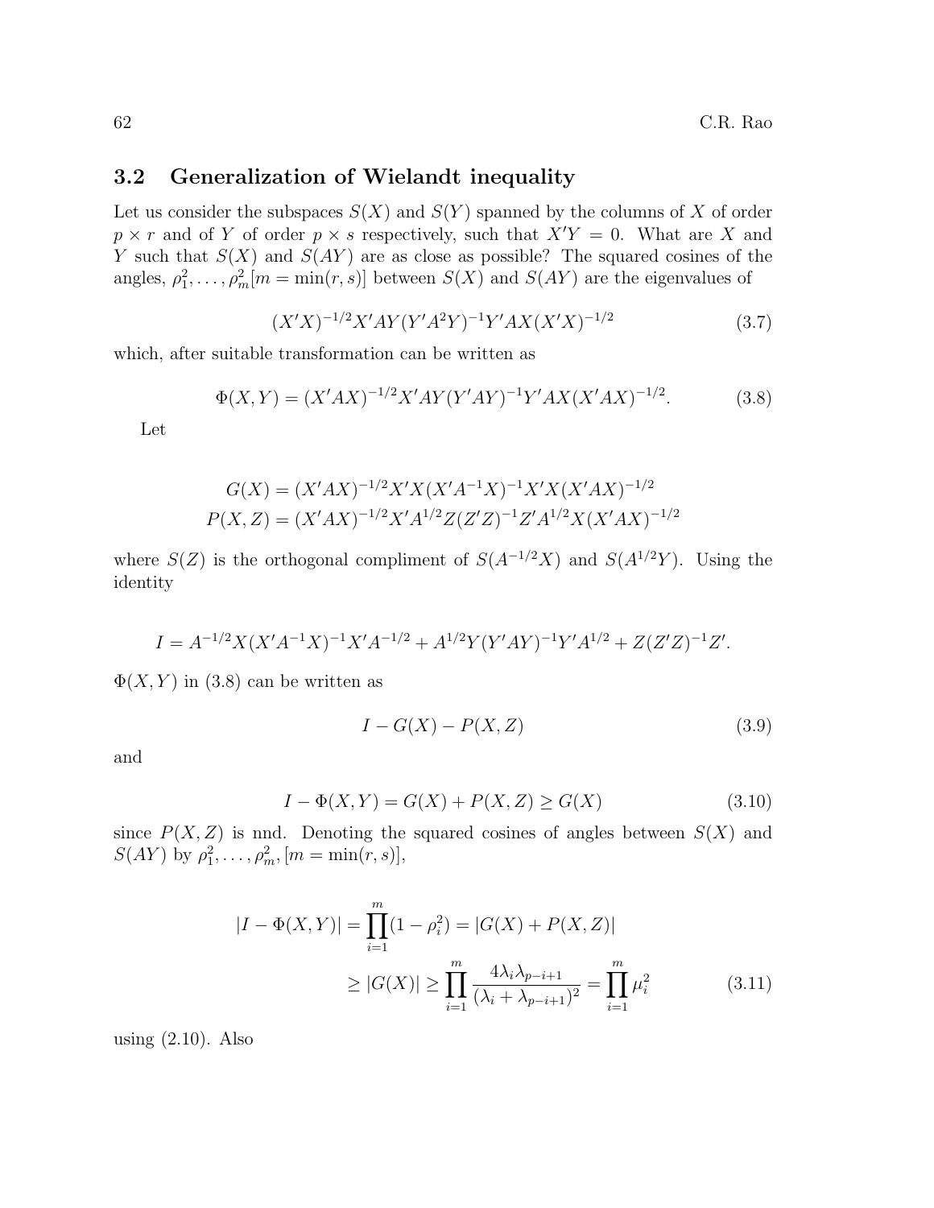### 3.2 Generalization of Wielandt inequality

Let us consider the subspaces $S(X)$ and $S(Y)$ spanned by the columns of $X$ of order $p \times r$ and of $Y$ of order $p \times s$ respectively, such that $X'Y = 0$. What are $X$ and $Y$ such that $S(X)$ and $S(AY)$ are as close as possible? The squared cosines of the angles, $\rho_1^2, \ldots, \rho_m^2 [m = \min(r, s)]$ between $S(X)$ and $S(AY)$ are the eigenvalues of

$$(X'X)^{-1/2} X'AY(Y'A^2Y)^{-1} Y'AX(X'X)^{-1/2} \tag{3.7}$$

which, after suitable transformation can be written as

$$\Phi(X, Y) = (X'AX)^{-1/2} X'AY(Y'AY)^{-1} Y'AX(X'AX)^{-1/2}. \tag{3.8}$$

Let

$$G(X) = (X'AX)^{-1/2} X'X(X'A^{-1}X)^{-1} X'X(X'AX)^{-1/2}$$
$$P(X, Z) = (X'AX)^{-1/2} X'A^{1/2} Z(Z'Z)^{-1} Z'A^{1/2} X(X'AX)^{-1/2}$$

where $S(Z)$ is the orthogonal compliment of $S(A^{-1/2}X)$ and $S(A^{1/2}Y)$. Using the identity

$$I = A^{-1/2} X(X'A^{-1}X)^{-1} X'A^{-1/2} + A^{1/2} Y(Y'AY)^{-1} Y'A^{1/2} + Z(Z'Z)^{-1} Z'.$$

$\Phi(X, Y)$ in (3.8) can be written as

$$I - G(X) - P(X, Z) \tag{3.9}$$

and

$$I - \Phi(X, Y) = G(X) + P(X, Z) \geq G(X) \tag{3.10}$$

since $P(X, Z)$ is nnd. Denoting the squared cosines of angles between $S(X)$ and $S(AY)$ by $\rho_1^2, \ldots, \rho_m^2, [m = \min(r, s)]$,

$$\begin{aligned} |I - \Phi(X, Y)| &= \prod_{i=1}^{m} (1 - \rho_i^2) = |G(X) + P(X, Z)| \\ &\geq |G(X)| \geq \prod_{i=1}^{m} \frac{4\lambda_i \lambda_{p-i+1}}{(\lambda_i + \lambda_{p-i+1})^2} = \prod_{i=1}^{m} \mu_i^2 \end{aligned} \tag{3.11}$$

using (2.10). Also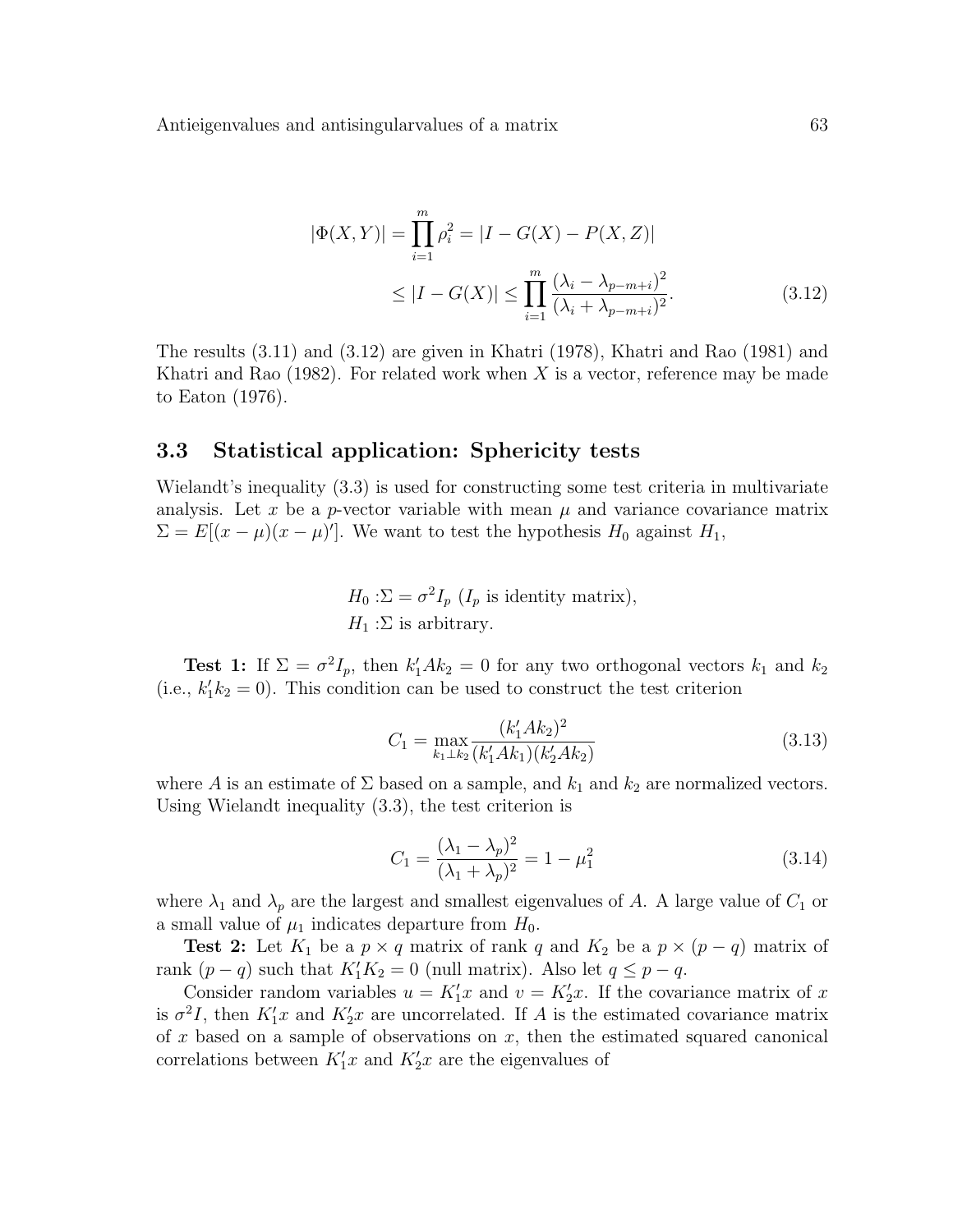$$
\begin{aligned}
|\Phi(X,Y)| = \prod_{i=1}^{m} \rho_i^2 &= |I - G(X) - P(X,Z)| \\
&\leq |I - G(X)| \leq \prod_{i=1}^{m} \frac{(\lambda_i - \lambda_{p-m+i})^2}{(\lambda_i + \lambda_{p-m+i})^2}. \qquad (3.12)
\end{aligned}
$$

The results (3.11) and (3.12) are given in Khatri (1978), Khatri and Rao (1981) and Khatri and Rao (1982). For related work when $X$ is a vector, reference may be made to Eaton (1976).

## 3.3 Statistical application: Sphericity tests

Wielandt's inequality (3.3) is used for constructing some test criteria in multivariate analysis. Let $x$ be a $p$-vector variable with mean $\mu$ and variance covariance matrix $\Sigma = E[(x-\mu)(x-\mu)']$. We want to test the hypothesis $H_0$ against $H_1$,

$$
\begin{aligned}
H_0 &: \Sigma = \sigma^2 I_p \ (I_p \text{ is identity matrix}), \\
H_1 &: \Sigma \text{ is arbitrary.}
\end{aligned}
$$

**Test 1:** If $\Sigma = \sigma^2 I_p$, then $k_1' A k_2 = 0$ for any two orthogonal vectors $k_1$ and $k_2$ (i.e., $k_1' k_2 = 0$). This condition can be used to construct the test criterion

$$
C_1 = \max_{k_1 \perp k_2} \frac{(k_1' A k_2)^2}{(k_1' A k_1)(k_2' A k_2)} \qquad (3.13)
$$

where $A$ is an estimate of $\Sigma$ based on a sample, and $k_1$ and $k_2$ are normalized vectors. Using Wielandt inequality (3.3), the test criterion is

$$
C_1 = \frac{(\lambda_1 - \lambda_p)^2}{(\lambda_1 + \lambda_p)^2} = 1 - \mu_1^2 \qquad (3.14)
$$

where $\lambda_1$ and $\lambda_p$ are the largest and smallest eigenvalues of $A$. A large value of $C_1$ or a small value of $\mu_1$ indicates departure from $H_0$.

**Test 2:** Let $K_1$ be a $p \times q$ matrix of rank $q$ and $K_2$ be a $p \times (p-q)$ matrix of rank $(p-q)$ such that $K_1' K_2 = 0$ (null matrix). Also let $q \leq p - q$.

Consider random variables $u = K_1' x$ and $v = K_2' x$. If the covariance matrix of $x$ is $\sigma^2 I$, then $K_1' x$ and $K_2' x$ are uncorrelated. If $A$ is the estimated covariance matrix of $x$ based on a sample of observations on $x$, then the estimated squared canonical correlations between $K_1' x$ and $K_2' x$ are the eigenvalues of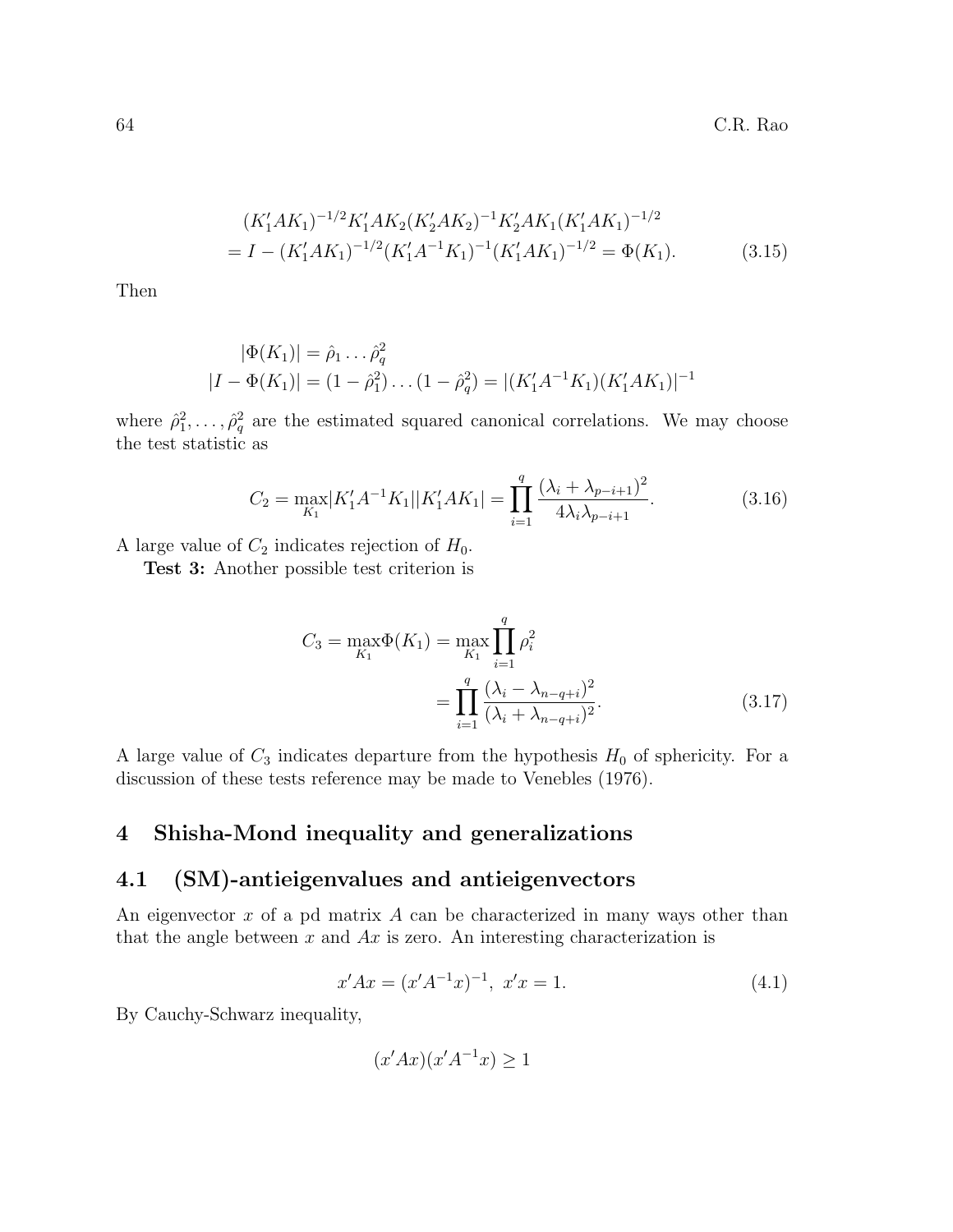$$
\begin{aligned}
&(K_1'AK_1)^{-1/2}K_1'AK_2(K_2'AK_2)^{-1}K_2'AK_1(K_1'AK_1)^{-1/2} \\
&= I - (K_1'AK_1)^{-1/2}(K_1'A^{-1}K_1)^{-1}(K_1'AK_1)^{-1/2} = \Phi(K_1). \qquad (3.15)
\end{aligned}
$$

Then

$$
\begin{aligned}
|\Phi(K_1)| &= \hat{\rho}_1 \dots \hat{\rho}_q^2 \\
|I - \Phi(K_1)| &= (1-\hat{\rho}_1^2)\dots(1-\hat{\rho}_q^2) = |(K_1'A^{-1}K_1)(K_1'AK_1)|^{-1}
\end{aligned}
$$

where $\hat{\rho}_1^2, \dots, \hat{\rho}_q^2$ are the estimated squared canonical correlations. We may choose the test statistic as

$$
C_2 = \max_{K_1} |K_1'A^{-1}K_1||K_1'AK_1| = \prod_{i=1}^{q} \frac{(\lambda_i + \lambda_{p-i+1})^2}{4\lambda_i\lambda_{p-i+1}}. \qquad (3.16)
$$

A large value of $C_2$ indicates rejection of $H_0$.

**Test 3:** Another possible test criterion is

$$
\begin{aligned}
C_3 = \max_{K_1} \Phi(K_1) &= \max_{K_1} \prod_{i=1}^{q} \rho_i^2 \\
&= \prod_{i=1}^{q} \frac{(\lambda_i - \lambda_{n-q+i})^2}{(\lambda_i + \lambda_{n-q+i})^2}. \qquad (3.17)
\end{aligned}
$$

A large value of $C_3$ indicates departure from the hypothesis $H_0$ of sphericity. For a discussion of these tests reference may be made to Venebles (1976).

## 4 Shisha-Mond inequality and generalizations

### 4.1 (SM)-antieigenvalues and antieigenvectors

An eigenvector $x$ of a pd matrix $A$ can be characterized in many ways other than that the angle between $x$ and $Ax$ is zero. An interesting characterization is

$$
x'Ax = (x'A^{-1}x)^{-1}, \ x'x = 1. \qquad (4.1)
$$

By Cauchy-Schwarz inequality,

$$
(x'Ax)(x'A^{-1}x) \geq 1
$$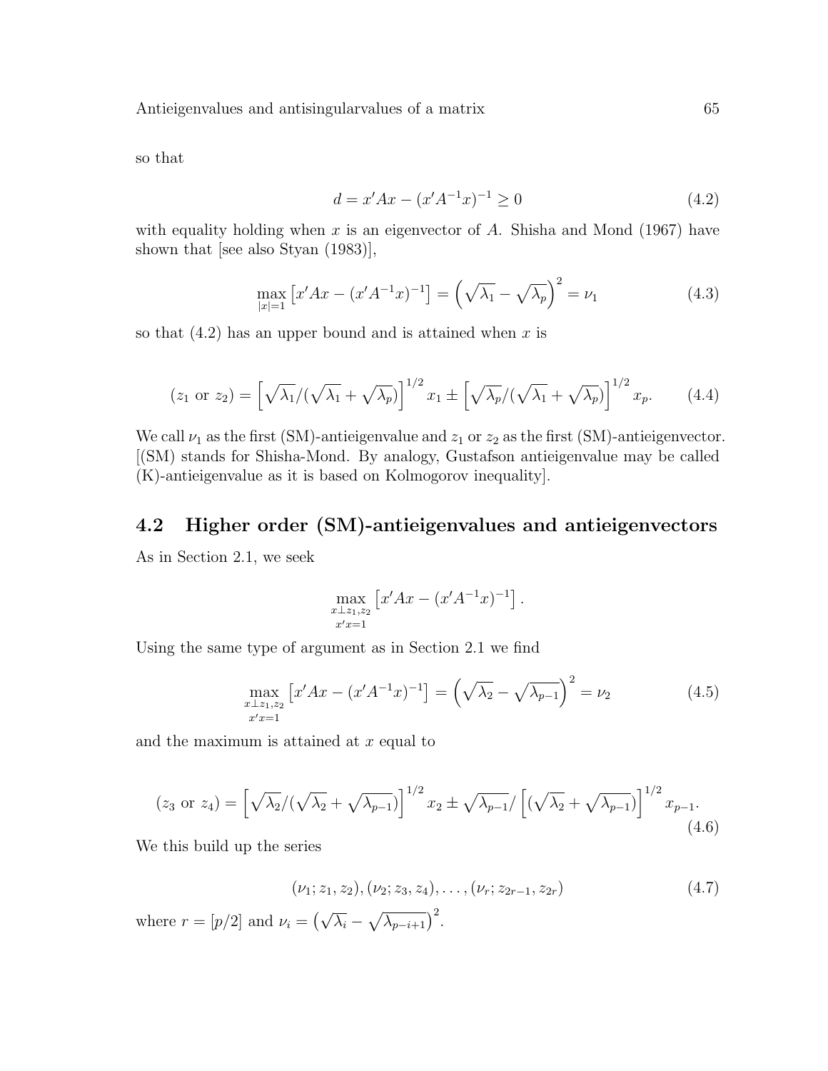so that

$$d = x'Ax - (x'A^{-1}x)^{-1} \geq 0 \tag{4.2}$$

with equality holding when $x$ is an eigenvector of $A$. Shisha and Mond (1967) have shown that [see also Styan (1983)],

$$\max_{|x|=1} \left[x'Ax - (x'A^{-1}x)^{-1}\right] = \left(\sqrt{\lambda_1} - \sqrt{\lambda_p}\right)^2 = \nu_1 \tag{4.3}$$

so that (4.2) has an upper bound and is attained when $x$ is

$$(z_1 \text{ or } z_2) = \left[\sqrt{\lambda_1}/(\sqrt{\lambda_1} + \sqrt{\lambda_p})\right]^{1/2} x_1 \pm \left[\sqrt{\lambda_p}/(\sqrt{\lambda_1} + \sqrt{\lambda_p})\right]^{1/2} x_p. \tag{4.4}$$

We call $\nu_1$ as the first (SM)-antieigenvalue and $z_1$ or $z_2$ as the first (SM)-antieigenvector. [(SM) stands for Shisha-Mond. By analogy, Gustafson antieigenvalue may be called (K)-antieigenvalue as it is based on Kolmogorov inequality].

## 4.2 Higher order (SM)-antieigenvalues and antieigenvectors

As in Section 2.1, we seek

$$\max_{\substack{x \perp z_1, z_2 \\ x'x=1}} \left[x'Ax - (x'A^{-1}x)^{-1}\right].$$

Using the same type of argument as in Section 2.1 we find

$$\max_{\substack{x \perp z_1, z_2 \\ x'x=1}} \left[x'Ax - (x'A^{-1}x)^{-1}\right] = \left(\sqrt{\lambda_2} - \sqrt{\lambda_{p-1}}\right)^2 = \nu_2 \tag{4.5}$$

and the maximum is attained at $x$ equal to

$$(z_3 \text{ or } z_4) = \left[\sqrt{\lambda_2}/(\sqrt{\lambda_2} + \sqrt{\lambda_{p-1}})\right]^{1/2} x_2 \pm \sqrt{\lambda_{p-1}}/\left[(\sqrt{\lambda_2} + \sqrt{\lambda_{p-1}})\right]^{1/2} x_{p-1}. \tag{4.6}$$

We this build up the series

$$(\nu_1; z_1, z_2), (\nu_2; z_3, z_4), \ldots, (\nu_r; z_{2r-1}, z_{2r}) \tag{4.7}$$

where $r = [p/2]$ and $\nu_i = \left(\sqrt{\lambda_i} - \sqrt{\lambda_{p-i+1}}\right)^2$.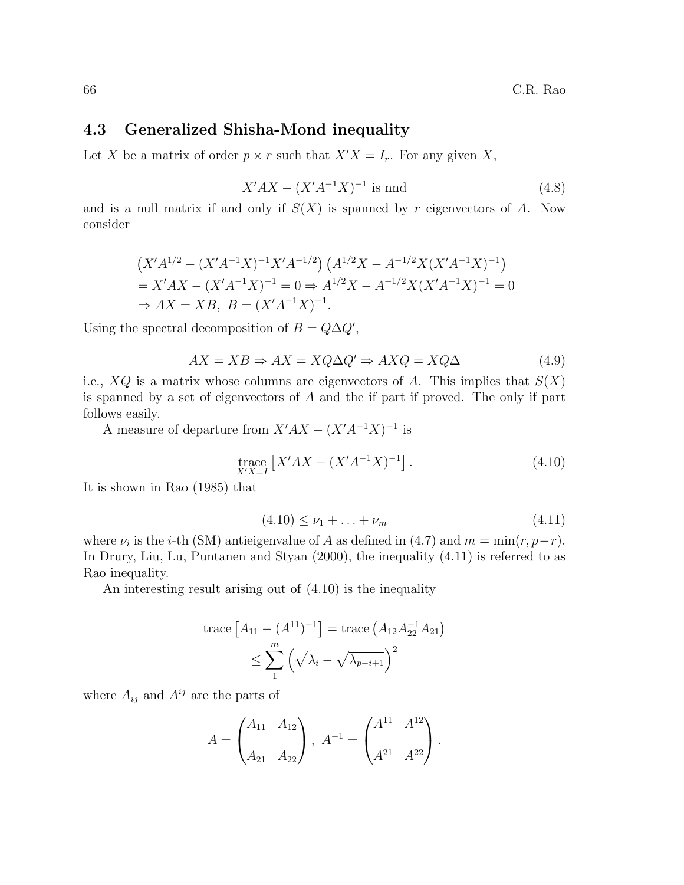## 4.3 Generalized Shisha-Mond inequality

Let $X$ be a matrix of order $p \times r$ such that $X'X = I_r$. For any given $X$,

$$X'AX - (X'A^{-1}X)^{-1} \text{ is nnd} \tag{4.8}$$

and is a null matrix if and only if $S(X)$ is spanned by $r$ eigenvectors of $A$. Now consider

$$\begin{aligned}
&\left(X'A^{1/2} - (X'A^{-1}X)^{-1}X'A^{-1/2}\right)\left(A^{1/2}X - A^{-1/2}X(X'A^{-1}X)^{-1}\right) \\
&= X'AX - (X'A^{-1}X)^{-1} = 0 \Rightarrow A^{1/2}X - A^{-1/2}X(X'A^{-1}X)^{-1} = 0 \\
&\Rightarrow AX = XB,\ B = (X'A^{-1}X)^{-1}.
\end{aligned}$$

Using the spectral decomposition of $B = Q\Delta Q'$,

$$AX = XB \Rightarrow AX = XQ\Delta Q' \Rightarrow AXQ = XQ\Delta \tag{4.9}$$

i.e., $XQ$ is a matrix whose columns are eigenvectors of $A$. This implies that $S(X)$ is spanned by a set of eigenvectors of $A$ and the if part if proved. The only if part follows easily.

A measure of departure from $X'AX - (X'A^{-1}X)^{-1}$ is

$$\underset{X'X=I}{\text{trace}}\left[X'AX - (X'A^{-1}X)^{-1}\right]. \tag{4.10}$$

It is shown in Rao (1985) that

$$(4.10) \leq \nu_1 + \ldots + \nu_m \tag{4.11}$$

where $\nu_i$ is the $i$-th (SM) antieigenvalue of $A$ as defined in (4.7) and $m = \min(r, p-r)$. In Drury, Liu, Lu, Puntanen and Styan (2000), the inequality (4.11) is referred to as Rao inequality.

An interesting result arising out of (4.10) is the inequality

$$\begin{aligned}
\text{trace}\left[A_{11} - (A^{11})^{-1}\right] &= \text{trace}\left(A_{12}A_{22}^{-1}A_{21}\right) \\
&\leq \sum_1^m \left(\sqrt{\lambda_i} - \sqrt{\lambda_{p-i+1}}\right)^2
\end{aligned}$$

where $A_{ij}$ and $A^{ij}$ are the parts of

$$A = \begin{pmatrix} A_{11} & A_{12} \\ A_{21} & A_{22} \end{pmatrix},\ A^{-1} = \begin{pmatrix} A^{11} & A^{12} \\ A^{21} & A^{22} \end{pmatrix}.$$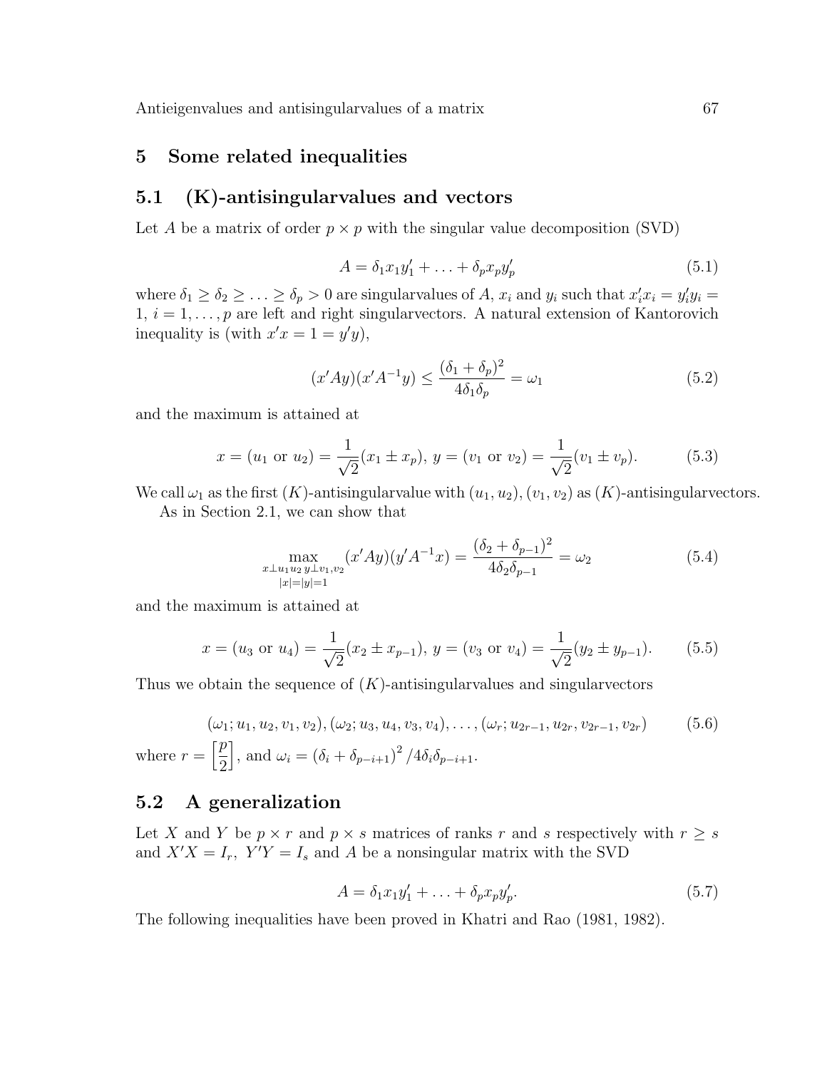## 5 Some related inequalities

### 5.1 (K)-antisingularvalues and vectors

Let $A$ be a matrix of order $p \times p$ with the singular value decomposition (SVD)

$$A = \delta_1 x_1 y_1' + \ldots + \delta_p x_p y_p' \tag{5.1}$$

where $\delta_1 \geq \delta_2 \geq \ldots \geq \delta_p > 0$ are singularvalues of $A$, $x_i$ and $y_i$ such that $x_i' x_i = y_i' y_i = 1$, $i = 1, \ldots, p$ are left and right singularvectors. A natural extension of Kantorovich inequality is (with $x'x = 1 = y'y$),

$$(x'Ay)(x'A^{-1}y) \leq \frac{(\delta_1 + \delta_p)^2}{4\delta_1 \delta_p} = \omega_1 \tag{5.2}$$

and the maximum is attained at

$$x = (u_1 \text{ or } u_2) = \frac{1}{\sqrt{2}}(x_1 \pm x_p),\ y = (v_1 \text{ or } v_2) = \frac{1}{\sqrt{2}}(v_1 \pm v_p). \tag{5.3}$$

We call $\omega_1$ as the first $(K)$-antisingularvalue with $(u_1, u_2), (v_1, v_2)$ as $(K)$-antisingularvectors.

As in Section 2.1, we can show that

$$\max_{\substack{x \perp u_1 u_2\, y \perp v_1, v_2 \\ |x| = |y| = 1}} (x'Ay)(y'A^{-1}x) = \frac{(\delta_2 + \delta_{p-1})^2}{4\delta_2 \delta_{p-1}} = \omega_2 \tag{5.4}$$

and the maximum is attained at

$$x = (u_3 \text{ or } u_4) = \frac{1}{\sqrt{2}}(x_2 \pm x_{p-1}),\ y = (v_3 \text{ or } v_4) = \frac{1}{\sqrt{2}}(y_2 \pm y_{p-1}). \tag{5.5}$$

Thus we obtain the sequence of $(K)$-antisingularvalues and singularvectors

$$(\omega_1; u_1, u_2, v_1, v_2), (\omega_2; u_3, u_4, v_3, v_4), \ldots, (\omega_r; u_{2r-1}, u_{2r}, v_{2r-1}, v_{2r}) \tag{5.6}$$

where $r = \left[\frac{p}{2}\right]$, and $\omega_i = (\delta_i + \delta_{p-i+1})^2 / 4\delta_i \delta_{p-i+1}$.

### 5.2 A generalization

Let $X$ and $Y$ be $p \times r$ and $p \times s$ matrices of ranks $r$ and $s$ respectively with $r \geq s$ and $X'X = I_r,\ Y'Y = I_s$ and $A$ be a nonsingular matrix with the SVD

$$A = \delta_1 x_1 y_1' + \ldots + \delta_p x_p y_p'. \tag{5.7}$$

The following inequalities have been proved in Khatri and Rao (1981, 1982).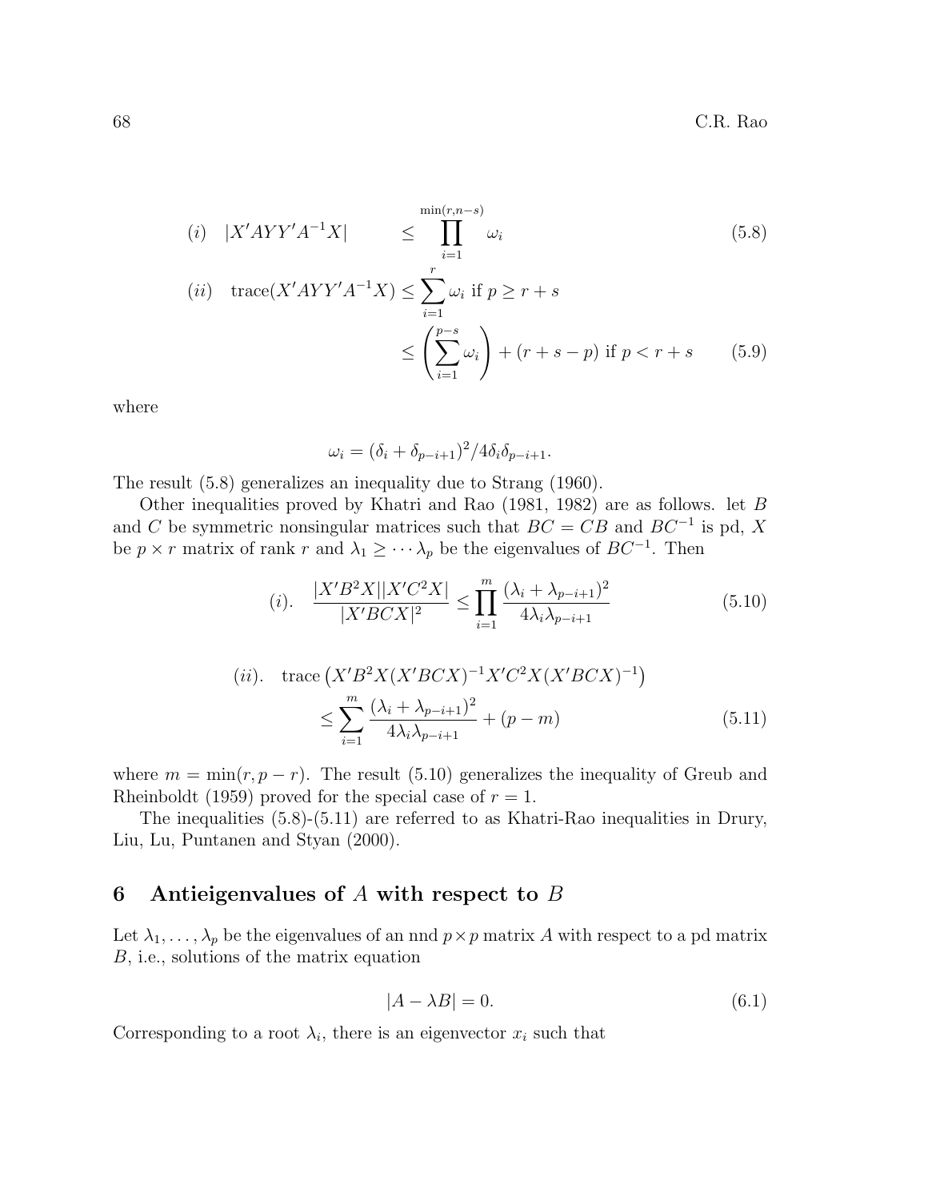$$(i) \quad |X'AYY'A^{-1}X| \leq \prod_{i=1}^{\min(r,n-s)} \omega_i \tag{5.8}$$

$$\begin{aligned}(ii) \quad \text{trace}(X'AYY'A^{-1}X) &\leq \sum_{i=1}^{r} \omega_i \text{ if } p \geq r+s \\ &\leq \left(\sum_{i=1}^{p-s} \omega_i\right) + (r+s-p) \text{ if } p < r+s \end{aligned} \tag{5.9}$$

where

$$\omega_i = (\delta_i + \delta_{p-i+1})^2 / 4\delta_i \delta_{p-i+1}.$$

The result (5.8) generalizes an inequality due to Strang (1960).

Other inequalities proved by Khatri and Rao (1981, 1982) are as follows. let $B$ and $C$ be symmetric nonsingular matrices such that $BC = CB$ and $BC^{-1}$ is pd, $X$ be $p \times r$ matrix of rank $r$ and $\lambda_1 \geq \cdots \lambda_p$ be the eigenvalues of $BC^{-1}$. Then

$$(i). \quad \frac{|X'B^2X||X'C^2X|}{|X'BCX|^2} \leq \prod_{i=1}^{m} \frac{(\lambda_i + \lambda_{p-i+1})^2}{4\lambda_i \lambda_{p-i+1}} \tag{5.10}$$

$$\begin{aligned}(ii). \quad &\text{trace}\left(X'B^2X(X'BCX)^{-1}X'C^2X(X'BCX)^{-1}\right) \\ &\leq \sum_{i=1}^{m} \frac{(\lambda_i + \lambda_{p-i+1})^2}{4\lambda_i \lambda_{p-i+1}} + (p-m)\end{aligned} \tag{5.11}$$

where $m = \min(r, p-r)$. The result (5.10) generalizes the inequality of Greub and Rheinboldt (1959) proved for the special case of $r = 1$.

The inequalities (5.8)-(5.11) are referred to as Khatri-Rao inequalities in Drury, Liu, Lu, Puntanen and Styan (2000).

## 6 Antieigenvalues of $A$ with respect to $B$

Let $\lambda_1, \ldots, \lambda_p$ be the eigenvalues of an nnd $p \times p$ matrix $A$ with respect to a pd matrix $B$, i.e., solutions of the matrix equation

$$|A - \lambda B| = 0. \tag{6.1}$$

Corresponding to a root $\lambda_i$, there is an eigenvector $x_i$ such that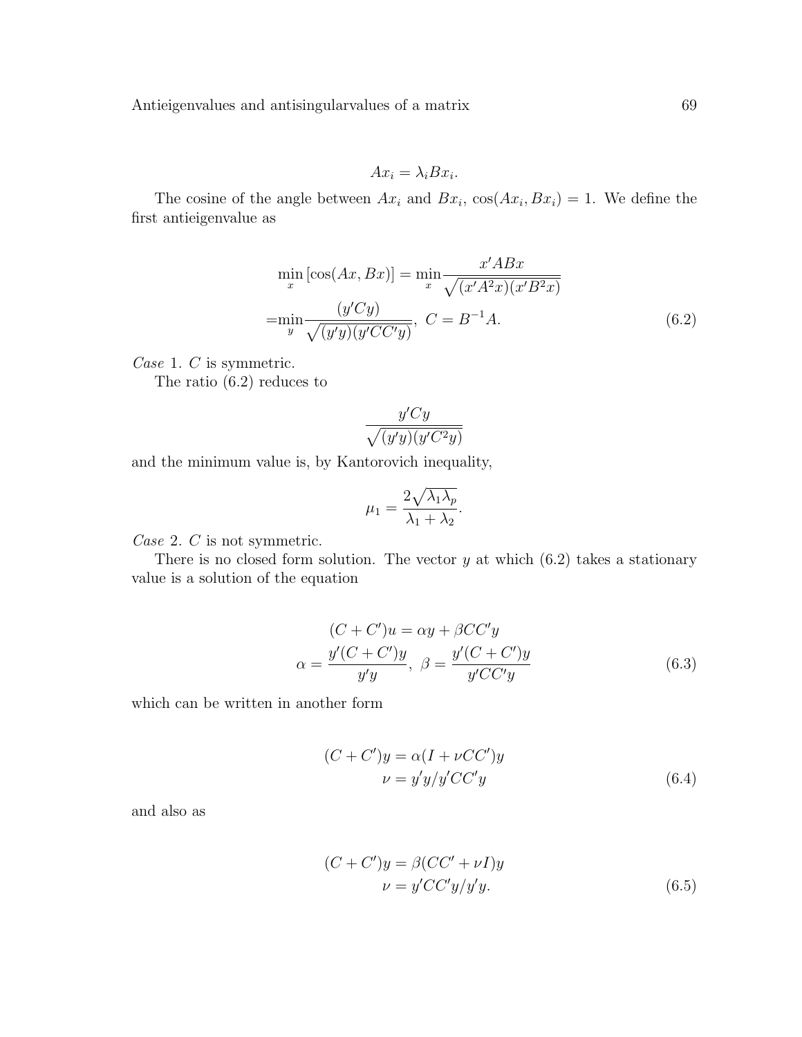$$Ax_i = \lambda_i Bx_i.$$

The cosine of the angle between $Ax_i$ and $Bx_i$, $\cos(Ax_i, Bx_i) = 1$. We define the first antieigenvalue as

$$\min_x [\cos(Ax, Bx)] = \min_x \frac{x'ABx}{\sqrt{(x'A^2x)(x'B^2x)}}$$
$$= \min_y \frac{(y'Cy)}{\sqrt{(y'y)(y'CC'y)}}, \ C = B^{-1}A. \tag{6.2}$$

*Case* 1. $C$ is symmetric.

The ratio (6.2) reduces to

$$\frac{y'Cy}{\sqrt{(y'y)(y'C^2y)}}$$

and the minimum value is, by Kantorovich inequality,

$$\mu_1 = \frac{2\sqrt{\lambda_1 \lambda_p}}{\lambda_1 + \lambda_2}.$$

*Case* 2. $C$ is not symmetric.

There is no closed form solution. The vector $y$ at which (6.2) takes a stationary value is a solution of the equation

$$(C + C')u = \alpha y + \beta CC'y$$
$$\alpha = \frac{y'(C + C')y}{y'y}, \ \beta = \frac{y'(C + C')y}{y'CC'y} \tag{6.3}$$

which can be written in another form

$$(C + C')y = \alpha(I + \nu CC')y$$
$$\nu = y'y/y'CC'y \tag{6.4}$$

and also as

$$(C + C')y = \beta(CC' + \nu I)y$$
$$\nu = y'CC'y/y'y. \tag{6.5}$$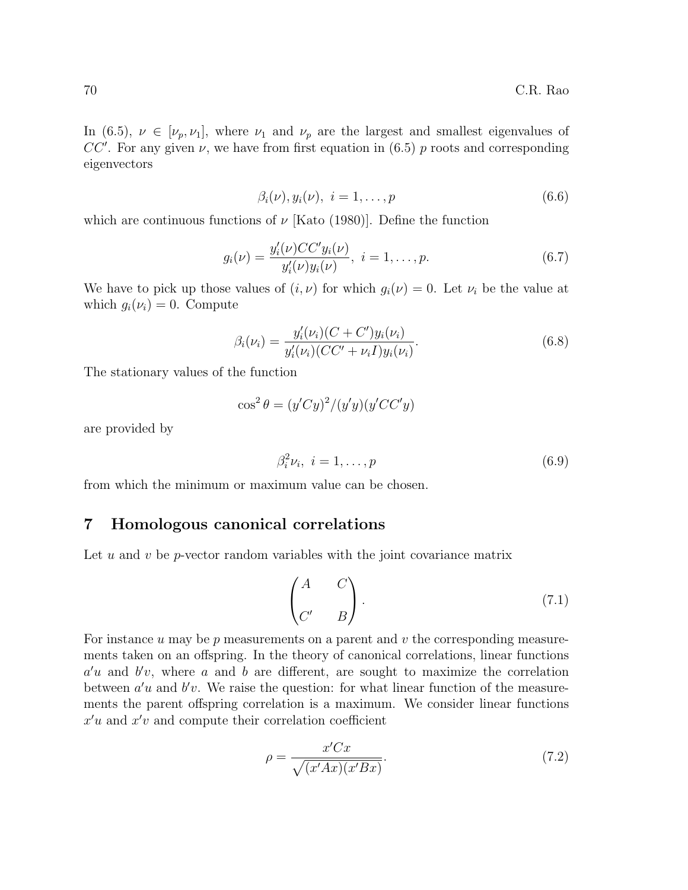In (6.5), $\nu \in [\nu_p, \nu_1]$, where $\nu_1$ and $\nu_p$ are the largest and smallest eigenvalues of $CC'$. For any given $\nu$, we have from first equation in (6.5) $p$ roots and corresponding eigenvectors

$$\beta_i(\nu), y_i(\nu),\ i = 1, \ldots, p \tag{6.6}$$

which are continuous functions of $\nu$ [Kato (1980)]. Define the function

$$g_i(\nu) = \frac{y_i'(\nu)CC'y_i(\nu)}{y_i'(\nu)y_i(\nu)},\ i = 1, \ldots, p. \tag{6.7}$$

We have to pick up those values of $(i, \nu)$ for which $g_i(\nu) = 0$. Let $\nu_i$ be the value at which $g_i(\nu_i) = 0$. Compute

$$\beta_i(\nu_i) = \frac{y_i'(\nu_i)(C + C')y_i(\nu_i)}{y_i'(\nu_i)(CC' + \nu_i I)y_i(\nu_i)}. \tag{6.8}$$

The stationary values of the function

$$\cos^2\theta = (y'Cy)^2/(y'y)(y'CC'y)$$

are provided by

$$\beta_i^2 \nu_i,\ i = 1, \ldots, p \tag{6.9}$$

from which the minimum or maximum value can be chosen.

## 7 Homologous canonical correlations

Let $u$ and $v$ be $p$-vector random variables with the joint covariance matrix

$$\begin{pmatrix} A & C \\ C' & B \end{pmatrix}. \tag{7.1}$$

For instance $u$ may be $p$ measurements on a parent and $v$ the corresponding measurements taken on an offspring. In the theory of canonical correlations, linear functions $a'u$ and $b'v$, where $a$ and $b$ are different, are sought to maximize the correlation between $a'u$ and $b'v$. We raise the question: for what linear function of the measurements the parent offspring correlation is a maximum. We consider linear functions $x'u$ and $x'v$ and compute their correlation coefficient

$$\rho = \frac{x'Cx}{\sqrt{(x'Ax)(x'Bx)}}. \tag{7.2}$$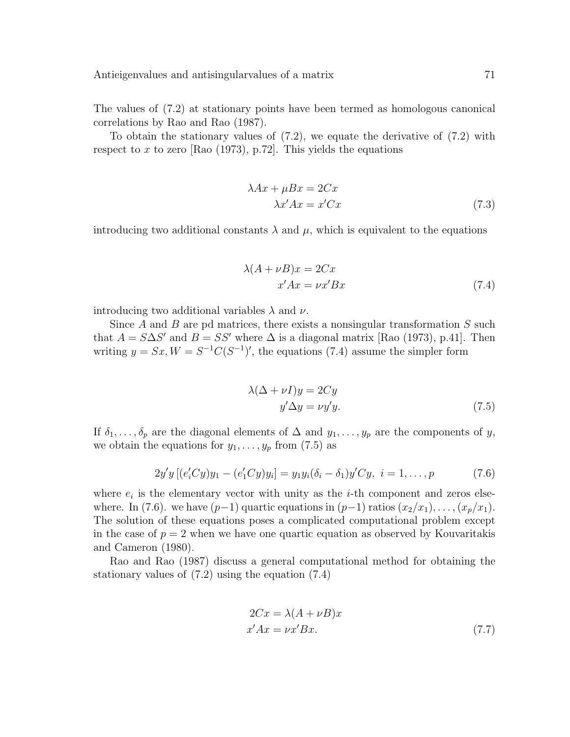The values of (7.2) at stationary points have been termed as homologous canonical correlations by Rao and Rao (1987).

To obtain the stationary values of (7.2), we equate the derivative of (7.2) with respect to $x$ to zero [Rao (1973), p.72]. This yields the equations

$$
\begin{aligned}
\lambda Ax + \mu Bx &= 2Cx \\
\lambda x'Ax &= x'Cx
\end{aligned}
\tag{7.3}
$$

introducing two additional constants $\lambda$ and $\mu$, which is equivalent to the equations

$$
\begin{aligned}
\lambda(A + \nu B)x &= 2Cx \\
x'Ax &= \nu x'Bx
\end{aligned}
\tag{7.4}
$$

introducing two additional variables $\lambda$ and $\nu$.

Since $A$ and $B$ are pd matrices, there exists a nonsingular transformation $S$ such that $A = S\Delta S'$ and $B = SS'$ where $\Delta$ is a diagonal matrix [Rao (1973), p.41]. Then writing $y = Sx, W = S^{-1}C(S^{-1})'$, the equations (7.4) assume the simpler form

$$
\begin{aligned}
\lambda(\Delta + \nu I)y &= 2Cy \\
y'\Delta y &= \nu y'y.
\end{aligned}
\tag{7.5}
$$

If $\delta_1, \ldots, \delta_p$ are the diagonal elements of $\Delta$ and $y_1, \ldots, y_p$ are the components of $y$, we obtain the equations for $y_1, \ldots, y_p$ from (7.5) as

$$
2y'y\,[(e_i'Cy)y_1 - (e_1'Cy)y_i] = y_1 y_i(\delta_i - \delta_1)y'Cy, \; i = 1, \ldots, p \tag{7.6}
$$

where $e_i$ is the elementary vector with unity as the $i$-th component and zeros elsewhere. In (7.6). we have $(p-1)$ quartic equations in $(p-1)$ ratios $(x_2/x_1), \ldots, (x_p/x_1)$. The solution of these equations poses a complicated computational problem except in the case of $p = 2$ when we have one quartic equation as observed by Kouvaritakis and Cameron (1980).

Rao and Rao (1987) discuss a general computational method for obtaining the stationary values of (7.2) using the equation (7.4)

$$
\begin{aligned}
2Cx &= \lambda(A + \nu B)x \\
x'Ax &= \nu x'Bx.
\end{aligned}
\tag{7.7}
$$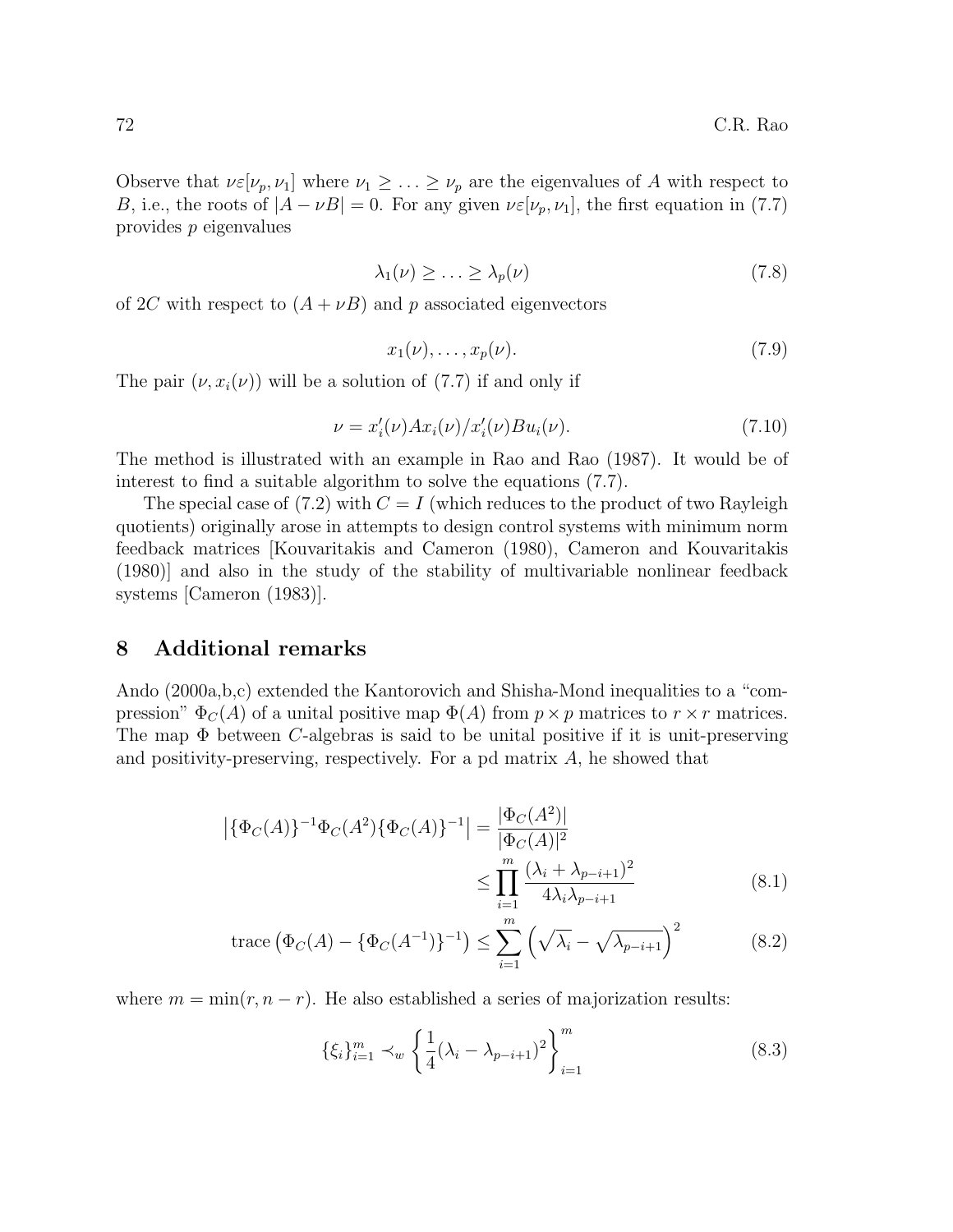Observe that $\nu\varepsilon[\nu_p, \nu_1]$ where $\nu_1 \geq \ldots \geq \nu_p$ are the eigenvalues of $A$ with respect to $B$, i.e., the roots of $|A - \nu B| = 0$. For any given $\nu\varepsilon[\nu_p, \nu_1]$, the first equation in (7.7) provides $p$ eigenvalues

$$\lambda_1(\nu) \geq \ldots \geq \lambda_p(\nu) \tag{7.8}$$

of $2C$ with respect to $(A + \nu B)$ and $p$ associated eigenvectors

$$x_1(\nu), \ldots, x_p(\nu). \tag{7.9}$$

The pair $(\nu, x_i(\nu))$ will be a solution of (7.7) if and only if

$$\nu = x_i'(\nu)Ax_i(\nu)/x_i'(\nu)Bu_i(\nu). \tag{7.10}$$

The method is illustrated with an example in Rao and Rao (1987). It would be of interest to find a suitable algorithm to solve the equations (7.7).

The special case of (7.2) with $C = I$ (which reduces to the product of two Rayleigh quotients) originally arose in attempts to design control systems with minimum norm feedback matrices [Kouvaritakis and Cameron (1980), Cameron and Kouvaritakis (1980)] and also in the study of the stability of multivariable nonlinear feedback systems [Cameron (1983)].

## 8 Additional remarks

Ando (2000a,b,c) extended the Kantorovich and Shisha-Mond inequalities to a "compression" $\Phi_C(A)$ of a unital positive map $\Phi(A)$ from $p \times p$ matrices to $r \times r$ matrices. The map $\Phi$ between $C$-algebras is said to be unital positive if it is unit-preserving and positivity-preserving, respectively. For a pd matrix $A$, he showed that

$$\begin{aligned} \left|\{\Phi_C(A)\}^{-1}\Phi_C(A^2)\{\Phi_C(A)\}^{-1}\right| &= \frac{|\Phi_C(A^2)|}{|\Phi_C(A)|^2} \\ &\leq \prod_{i=1}^{m} \frac{(\lambda_i + \lambda_{p-i+1})^2}{4\lambda_i\lambda_{p-i+1}} \end{aligned} \tag{8.1}$$

$$\text{trace}\left(\Phi_C(A) - \{\Phi_C(A^{-1})\}^{-1}\right) \leq \sum_{i=1}^{m} \left(\sqrt{\lambda_i} - \sqrt{\lambda_{p-i+1}}\right)^2 \tag{8.2}$$

where $m = \min(r, n-r)$. He also established a series of majorization results:

$$\{\xi_i\}_{i=1}^m \prec_w \left\{\frac{1}{4}(\lambda_i - \lambda_{p-i+1})^2\right\}_{i=1}^m \tag{8.3}$$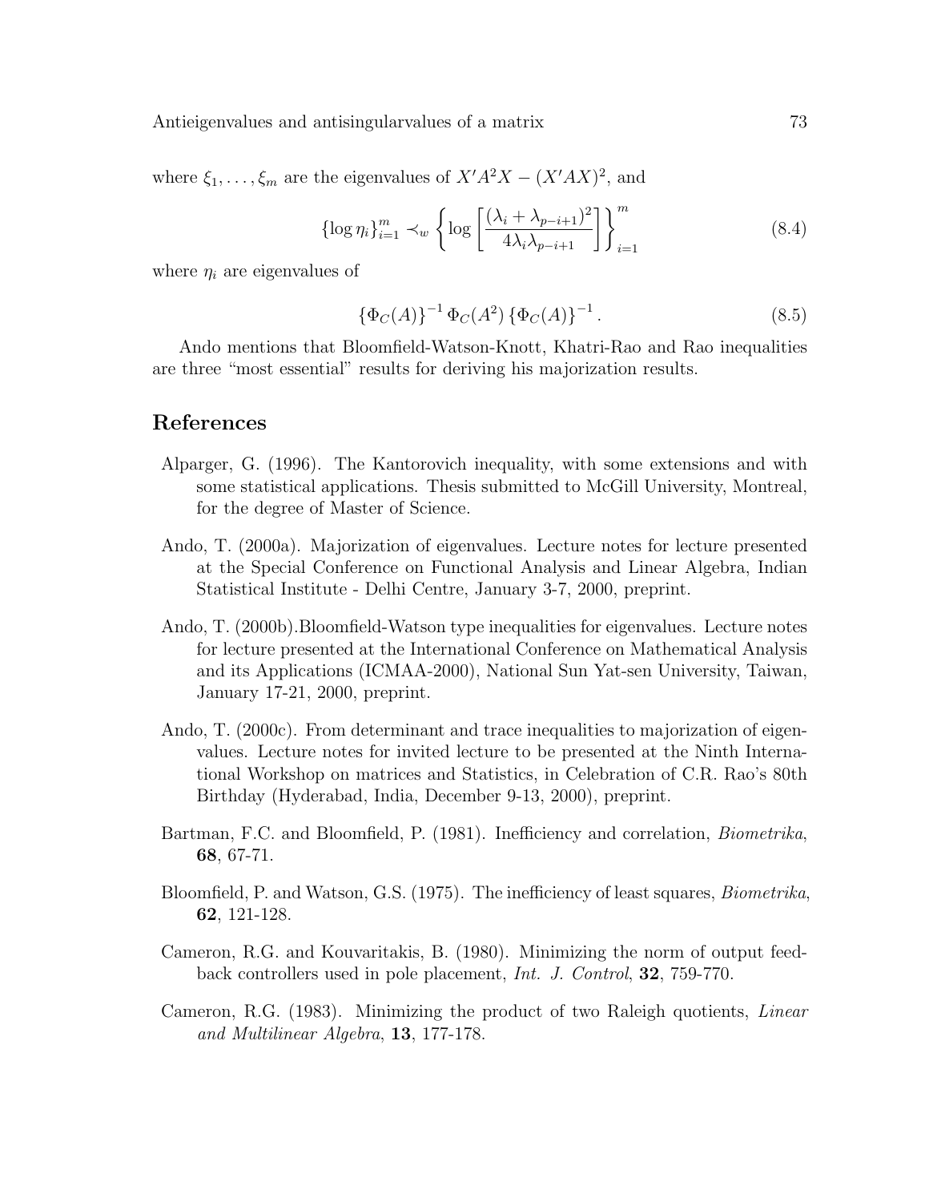where $\xi_1, \ldots, \xi_m$ are the eigenvalues of $X'A^2X - (X'AX)^2$, and

$$\{\log \eta_i\}_{i=1}^m \prec_w \left\{ \log \left[ \frac{(\lambda_i + \lambda_{p-i+1})^2}{4\lambda_i \lambda_{p-i+1}} \right] \right\}_{i=1}^m \tag{8.4}$$

where $\eta_i$ are eigenvalues of

$$\{\Phi_C(A)\}^{-1} \Phi_C(A^2) \{\Phi_C(A)\}^{-1}. \tag{8.5}$$

Ando mentions that Bloomfield-Watson-Knott, Khatri-Rao and Rao inequalities are three "most essential" results for deriving his majorization results.

## References

Alparger, G. (1996). The Kantorovich inequality, with some extensions and with some statistical applications. Thesis submitted to McGill University, Montreal, for the degree of Master of Science.

Ando, T. (2000a). Majorization of eigenvalues. Lecture notes for lecture presented at the Special Conference on Functional Analysis and Linear Algebra, Indian Statistical Institute - Delhi Centre, January 3-7, 2000, preprint.

Ando, T. (2000b).Bloomfield-Watson type inequalities for eigenvalues. Lecture notes for lecture presented at the International Conference on Mathematical Analysis and its Applications (ICMAA-2000), National Sun Yat-sen University, Taiwan, January 17-21, 2000, preprint.

Ando, T. (2000c). From determinant and trace inequalities to majorization of eigenvalues. Lecture notes for invited lecture to be presented at the Ninth International Workshop on matrices and Statistics, in Celebration of C.R. Rao's 80th Birthday (Hyderabad, India, December 9-13, 2000), preprint.

Bartman, F.C. and Bloomfield, P. (1981). Inefficiency and correlation, *Biometrika*, **68**, 67-71.

Bloomfield, P. and Watson, G.S. (1975). The inefficiency of least squares, *Biometrika*, **62**, 121-128.

Cameron, R.G. and Kouvaritakis, B. (1980). Minimizing the norm of output feedback controllers used in pole placement, *Int. J. Control*, **32**, 759-770.

Cameron, R.G. (1983). Minimizing the product of two Raleigh quotients, *Linear and Multilinear Algebra*, **13**, 177-178.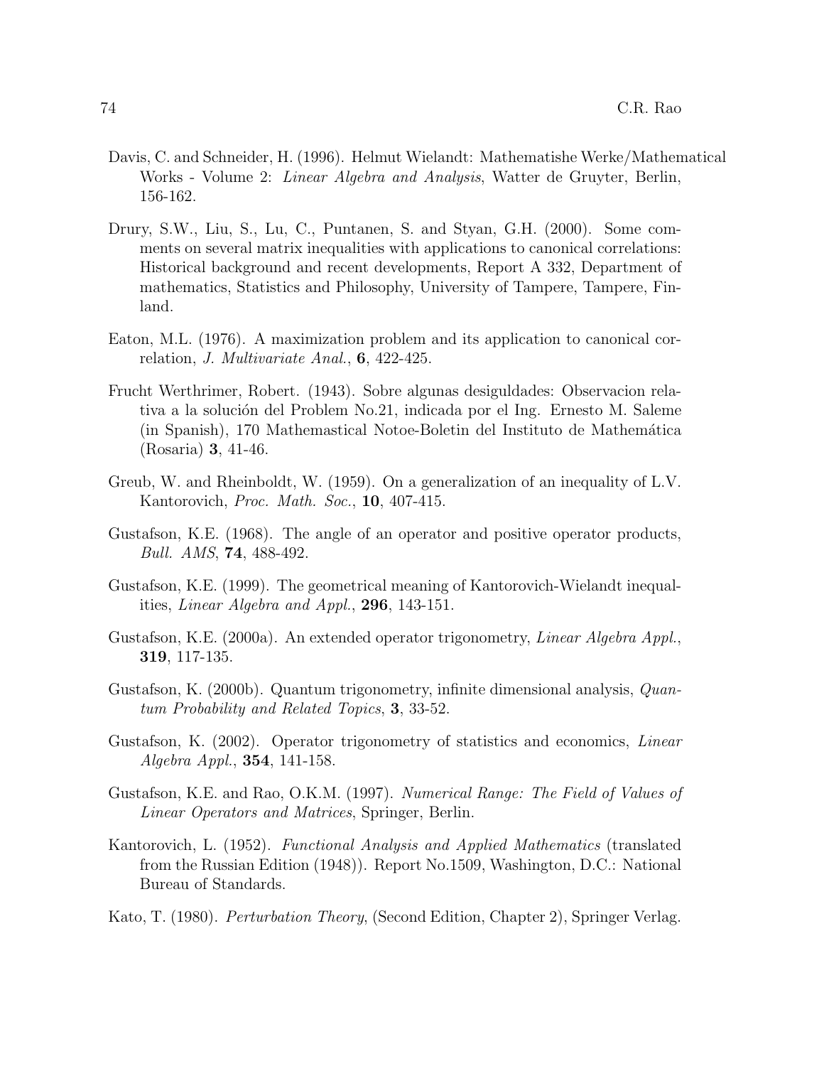Davis, C. and Schneider, H. (1996). Helmut Wielandt: Mathematishe Werke/Mathematical Works - Volume 2: *Linear Algebra and Analysis*, Watter de Gruyter, Berlin, 156-162.

Drury, S.W., Liu, S., Lu, C., Puntanen, S. and Styan, G.H. (2000). Some comments on several matrix inequalities with applications to canonical correlations: Historical background and recent developments, Report A 332, Department of mathematics, Statistics and Philosophy, University of Tampere, Tampere, Finland.

Eaton, M.L. (1976). A maximization problem and its application to canonical correlation, *J. Multivariate Anal.*, **6**, 422-425.

Frucht Werthrimer, Robert. (1943). Sobre algunas desiguldades: Observacion relativa a la solución del Problem No.21, indicada por el Ing. Ernesto M. Saleme (in Spanish), 170 Mathemastical Notoe-Boletin del Instituto de Mathemática (Rosaria) **3**, 41-46.

Greub, W. and Rheinboldt, W. (1959). On a generalization of an inequality of L.V. Kantorovich, *Proc. Math. Soc.*, **10**, 407-415.

Gustafson, K.E. (1968). The angle of an operator and positive operator products, *Bull. AMS*, **74**, 488-492.

Gustafson, K.E. (1999). The geometrical meaning of Kantorovich-Wielandt inequalities, *Linear Algebra and Appl.*, **296**, 143-151.

Gustafson, K.E. (2000a). An extended operator trigonometry, *Linear Algebra Appl.*, **319**, 117-135.

Gustafson, K. (2000b). Quantum trigonometry, infinite dimensional analysis, *Quantum Probability and Related Topics*, **3**, 33-52.

Gustafson, K. (2002). Operator trigonometry of statistics and economics, *Linear Algebra Appl.*, **354**, 141-158.

Gustafson, K.E. and Rao, O.K.M. (1997). *Numerical Range: The Field of Values of Linear Operators and Matrices*, Springer, Berlin.

Kantorovich, L. (1952). *Functional Analysis and Applied Mathematics* (translated from the Russian Edition (1948)). Report No.1509, Washington, D.C.: National Bureau of Standards.

Kato, T. (1980). *Perturbation Theory*, (Second Edition, Chapter 2), Springer Verlag.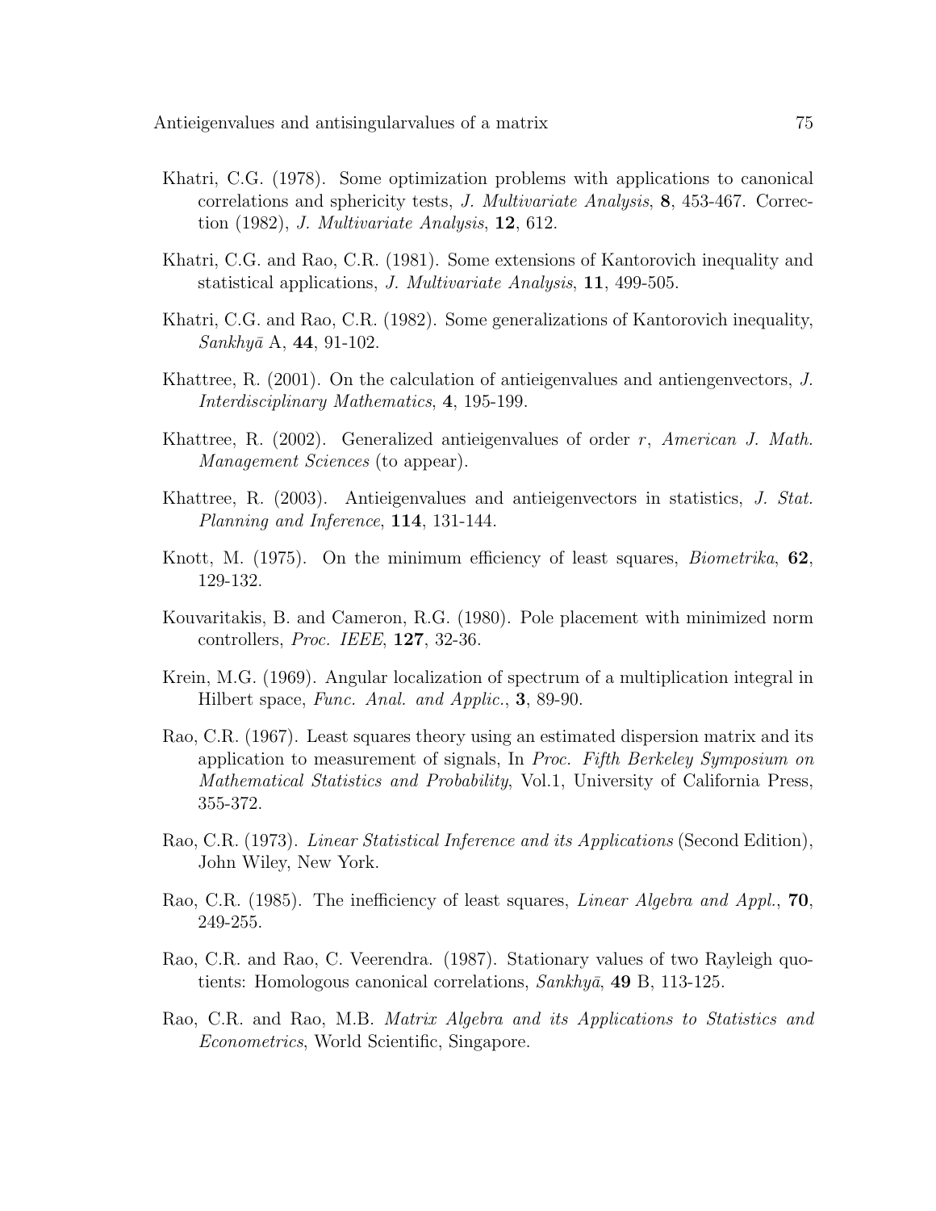Khatri, C.G. (1978). Some optimization problems with applications to canonical correlations and sphericity tests, *J. Multivariate Analysis*, **8**, 453-467. Correction (1982), *J. Multivariate Analysis*, **12**, 612.

Khatri, C.G. and Rao, C.R. (1981). Some extensions of Kantorovich inequality and statistical applications, *J. Multivariate Analysis*, **11**, 499-505.

Khatri, C.G. and Rao, C.R. (1982). Some generalizations of Kantorovich inequality, *Sankhyā* A, **44**, 91-102.

Khattree, R. (2001). On the calculation of antieigenvalues and antiengenvectors, *J. Interdisciplinary Mathematics*, **4**, 195-199.

Khattree, R. (2002). Generalized antieigenvalues of order $r$, *American J. Math. Management Sciences* (to appear).

Khattree, R. (2003). Antieigenvalues and antieigenvectors in statistics, *J. Stat. Planning and Inference*, **114**, 131-144.

Knott, M. (1975). On the minimum efficiency of least squares, *Biometrika*, **62**, 129-132.

Kouvaritakis, B. and Cameron, R.G. (1980). Pole placement with minimized norm controllers, *Proc. IEEE*, **127**, 32-36.

Krein, M.G. (1969). Angular localization of spectrum of a multiplication integral in Hilbert space, *Func. Anal. and Applic.*, **3**, 89-90.

Rao, C.R. (1967). Least squares theory using an estimated dispersion matrix and its application to measurement of signals, In *Proc. Fifth Berkeley Symposium on Mathematical Statistics and Probability*, Vol.1, University of California Press, 355-372.

Rao, C.R. (1973). *Linear Statistical Inference and its Applications* (Second Edition), John Wiley, New York.

Rao, C.R. (1985). The inefficiency of least squares, *Linear Algebra and Appl.*, **70**, 249-255.

Rao, C.R. and Rao, C. Veerendra. (1987). Stationary values of two Rayleigh quotients: Homologous canonical correlations, *Sankhyā*, **49** B, 113-125.

Rao, C.R. and Rao, M.B. *Matrix Algebra and its Applications to Statistics and Econometrics*, World Scientific, Singapore.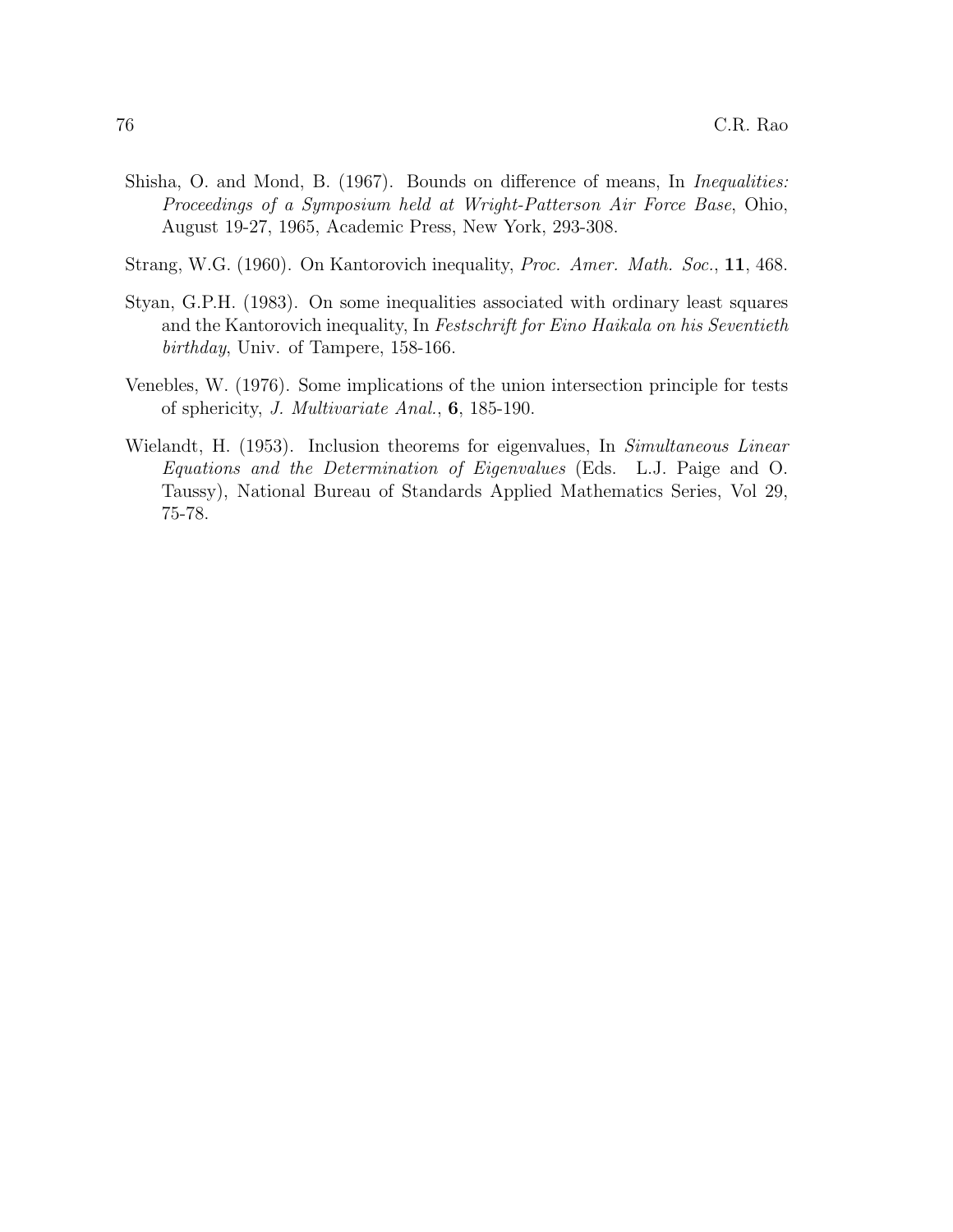Shisha, O. and Mond, B. (1967). Bounds on difference of means, In *Inequalities: Proceedings of a Symposium held at Wright-Patterson Air Force Base*, Ohio, August 19-27, 1965, Academic Press, New York, 293-308.

Strang, W.G. (1960). On Kantorovich inequality, *Proc. Amer. Math. Soc.*, **11**, 468.

Styan, G.P.H. (1983). On some inequalities associated with ordinary least squares and the Kantorovich inequality, In *Festschrift for Eino Haikala on his Seventieth birthday*, Univ. of Tampere, 158-166.

Venebles, W. (1976). Some implications of the union intersection principle for tests of sphericity, *J. Multivariate Anal.*, **6**, 185-190.

Wielandt, H. (1953). Inclusion theorems for eigenvalues, In *Simultaneous Linear Equations and the Determination of Eigenvalues* (Eds. L.J. Paige and O. Taussy), National Bureau of Standards Applied Mathematics Series, Vol 29, 75-78.